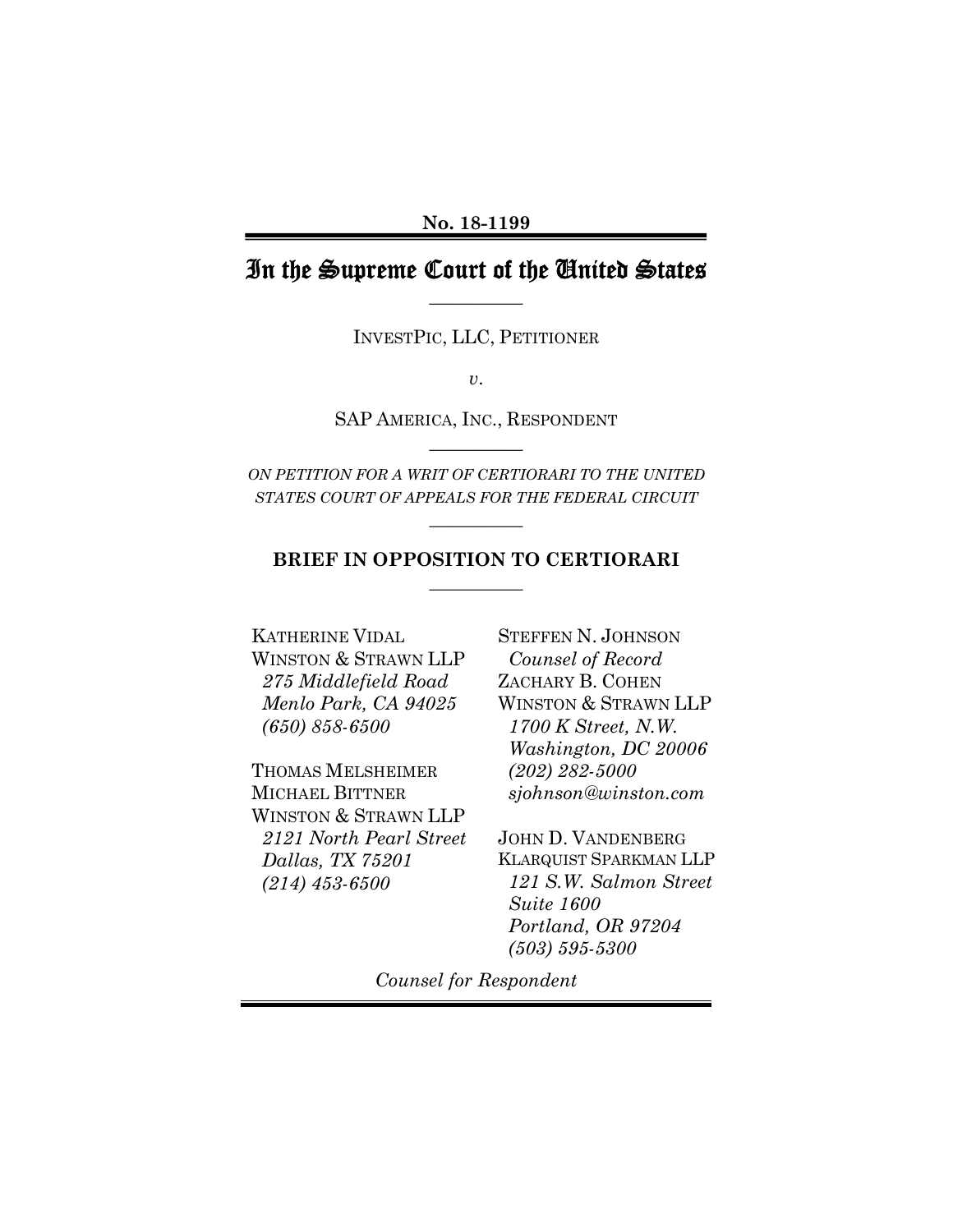**No. 18-1199**

# In the Supreme Court of the United States

---

INVESTPIC, LLC, PETITIONER

*v.*

SAP AMERICA, INC., RESPONDENT

---

*ON PETITION FOR A WRIT OF CERTIORARI TO THE UNITED STATES COURT OF APPEALS FOR THE FEDERAL CIRCUIT*

---

## BRIEF IN OPPOSITION TO CERTIORARI

---

KATHERINE VIDAL
WINSTON & STRAWN LLP
*275 Middlefield Road*
*Menlo Park, CA 94025*
*(650) 858-6500*

THOMAS MELSHEIMER
MICHAEL BITTNER
WINSTON & STRAWN LLP
*2121 North Pearl Street*
*Dallas, TX 75201*
*(214) 453-6500*

STEFFEN N. JOHNSON
*Counsel of Record*
ZACHARY B. COHEN
WINSTON & STRAWN LLP
*1700 K Street, N.W.*
*Washington, DC 20006*
*(202) 282-5000*
*sjohnson@winston.com*

JOHN D. VANDENBERG
KLARQUIST SPARKMAN LLP
*121 S.W. Salmon Street*
*Suite 1600*
*Portland, OR 97204*
*(503) 595-5300*

*Counsel for Respondent*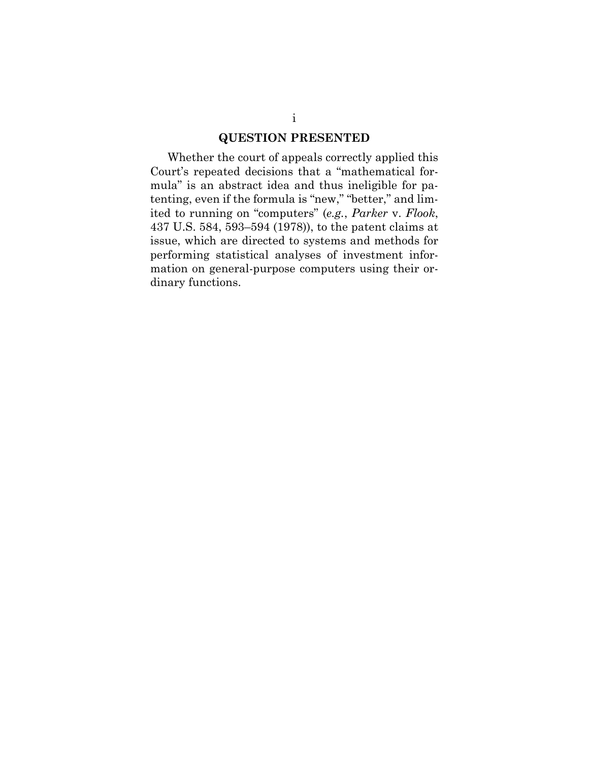## QUESTION PRESENTED

Whether the court of appeals correctly applied this Court's repeated decisions that a "mathematical formula" is an abstract idea and thus ineligible for patenting, even if the formula is "new," "better," and limited to running on "computers" (*e.g.*, *Parker* v. *Flook*, 437 U.S. 584, 593–594 (1978)), to the patent claims at issue, which are directed to systems and methods for performing statistical analyses of investment information on general-purpose computers using their ordinary functions.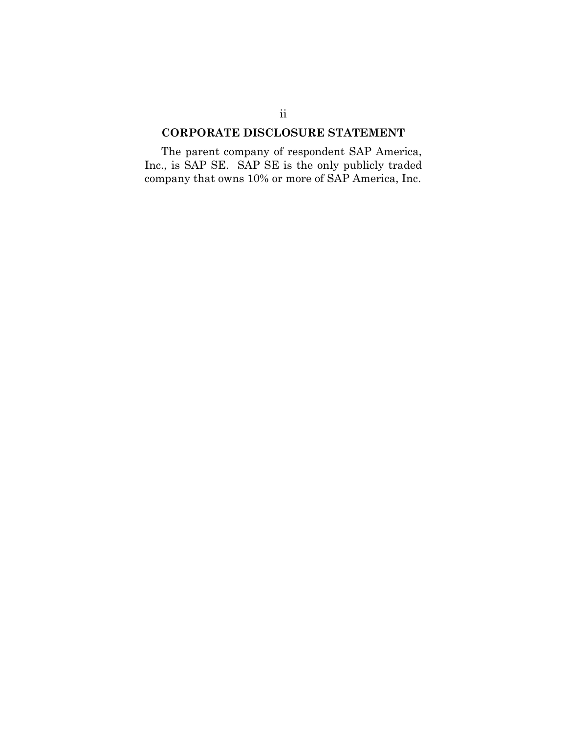## CORPORATE DISCLOSURE STATEMENT

The parent company of respondent SAP America, Inc., is SAP SE. SAP SE is the only publicly traded company that owns 10% or more of SAP America, Inc.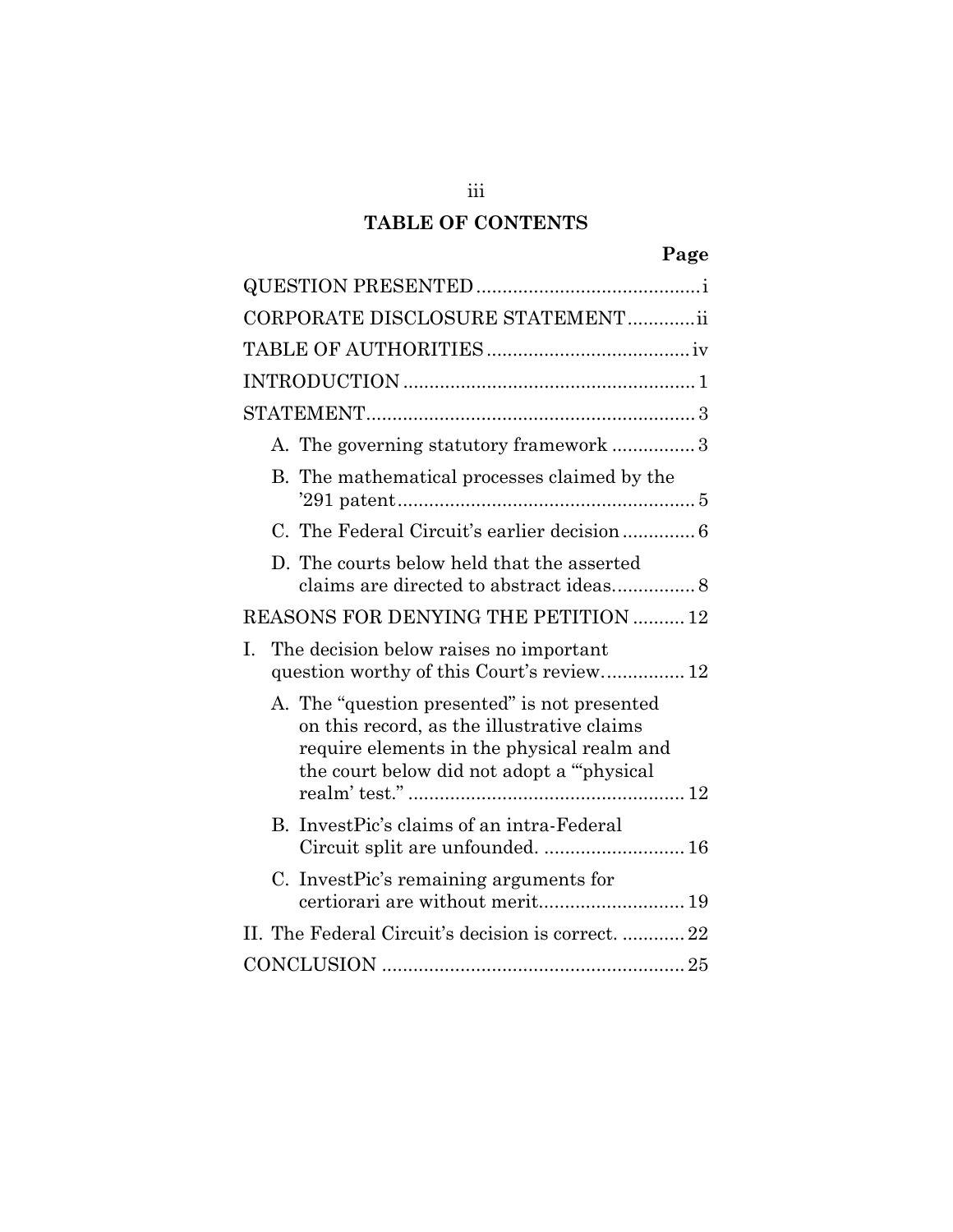# TABLE OF CONTENTS

| | Page |
|---|---|
| QUESTION PRESENTED | i |
| CORPORATE DISCLOSURE STATEMENT | ii |
| TABLE OF AUTHORITIES | iv |
| INTRODUCTION | 1 |
| STATEMENT | 3 |
| A. The governing statutory framework | 3 |
| B. The mathematical processes claimed by the '291 patent | 5 |
| C. The Federal Circuit's earlier decision | 6 |
| D. The courts below held that the asserted claims are directed to abstract ideas | 8 |
| REASONS FOR DENYING THE PETITION | 12 |
| I. The decision below raises no important question worthy of this Court's review | 12 |
| A. The "question presented" is not presented on this record, as the illustrative claims require elements in the physical realm and the court below did not adopt a "'physical realm' test." | 12 |
| B. InvestPic's claims of an intra-Federal Circuit split are unfounded. | 16 |
| C. InvestPic's remaining arguments for certiorari are without merit | 19 |
| II. The Federal Circuit's decision is correct. | 22 |
| CONCLUSION | 25 |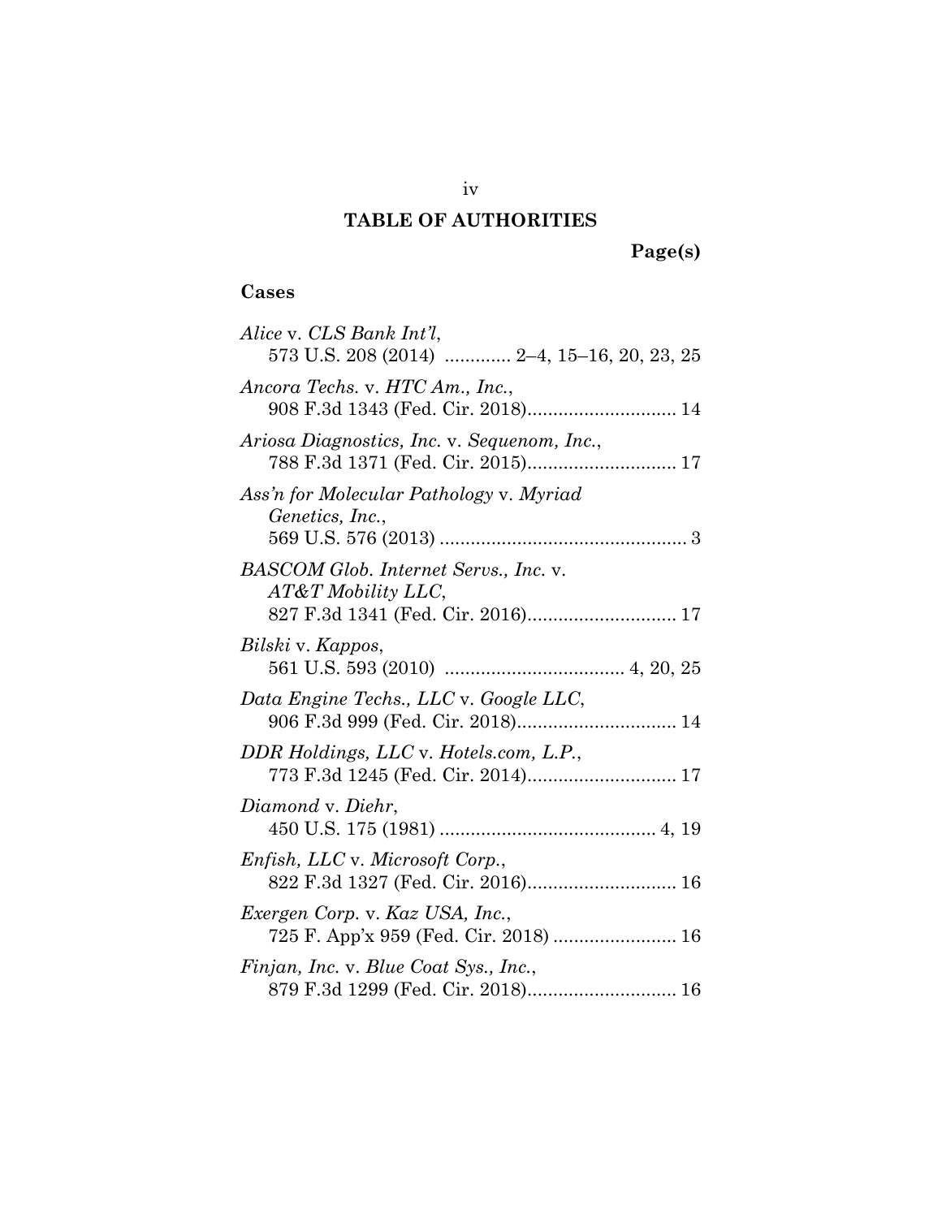# TABLE OF AUTHORITIES

**Page(s)**

### Cases

*Alice* v. *CLS Bank Int'l*,
573 U.S. 208 (2014) ............. 2–4, 15–16, 20, 23, 25

*Ancora Techs.* v. *HTC Am., Inc.*,
908 F.3d 1343 (Fed. Cir. 2018)............................. 14

*Ariosa Diagnostics, Inc.* v. *Sequenom, Inc.*,
788 F.3d 1371 (Fed. Cir. 2015)............................. 17

*Ass'n for Molecular Pathology* v. *Myriad Genetics, Inc.*,
569 U.S. 576 (2013) ................................................ 3

*BASCOM Glob. Internet Servs., Inc.* v. *AT&T Mobility LLC*,
827 F.3d 1341 (Fed. Cir. 2016)............................. 17

*Bilski* v. *Kappos*,
561 U.S. 593 (2010) .................................. 4, 20, 25

*Data Engine Techs., LLC* v. *Google LLC*,
906 F.3d 999 (Fed. Cir. 2018)............................... 14

*DDR Holdings, LLC* v. *Hotels.com, L.P.*,
773 F.3d 1245 (Fed. Cir. 2014)............................. 17

*Diamond* v. *Diehr*,
450 U.S. 175 (1981) .......................................... 4, 19

*Enfish, LLC* v. *Microsoft Corp.*,
822 F.3d 1327 (Fed. Cir. 2016)............................. 16

*Exergen Corp.* v. *Kaz USA, Inc.*,
725 F. App'x 959 (Fed. Cir. 2018) ........................ 16

*Finjan, Inc.* v. *Blue Coat Sys., Inc.*,
879 F.3d 1299 (Fed. Cir. 2018)............................. 16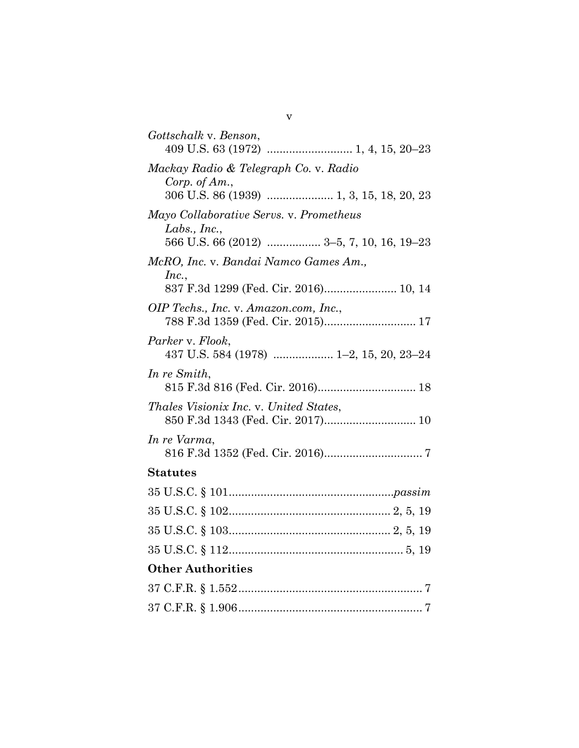*Gottschalk* v. *Benson*,
409 U.S. 63 (1972) .......................... 1, 4, 15, 20–23

*Mackay Radio & Telegraph Co.* v. *Radio Corp. of Am.*,
306 U.S. 86 (1939) .................... 1, 3, 15, 18, 20, 23

*Mayo Collaborative Servs.* v. *Prometheus Labs., Inc.*,
566 U.S. 66 (2012) ................ 3–5, 7, 10, 16, 19–23

*McRO, Inc.* v. *Bandai Namco Games Am., Inc.*,
837 F.3d 1299 (Fed. Cir. 2016)....................... 10, 14

*OIP Techs., Inc.* v. *Amazon.com, Inc.*,
788 F.3d 1359 (Fed. Cir. 2015)............................. 17

*Parker* v. *Flook*,
437 U.S. 584 (1978) .................. 1–2, 15, 20, 23–24

*In re Smith*,
815 F.3d 816 (Fed. Cir. 2016)............................... 18

*Thales Visionix Inc.* v. *United States*,
850 F.3d 1343 (Fed. Cir. 2017)............................. 10

*In re Varma*,
816 F.3d 1352 (Fed. Cir. 2016)............................... 7

**Statutes**

35 U.S.C. § 101...................................................*passim*

35 U.S.C. § 102.................................................. 2, 5, 19

35 U.S.C. § 103.................................................. 2, 5, 19

35 U.S.C. § 112....................................................... 5, 19

**Other Authorities**

37 C.F.R. § 1.552.......................................................... 7

37 C.F.R. § 1.906.......................................................... 7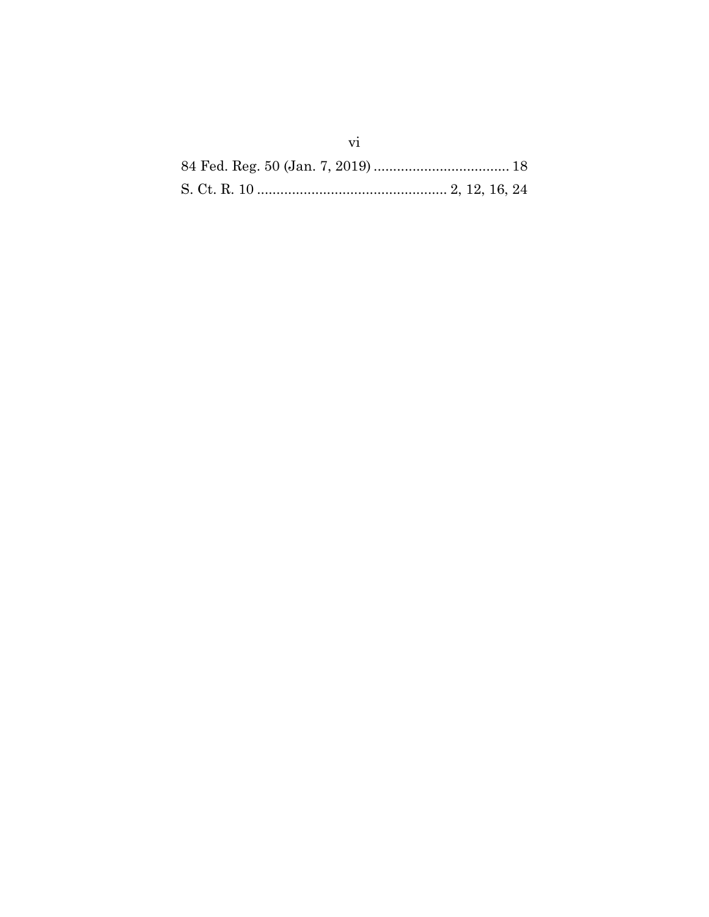84 Fed. Reg. 50 (Jan. 7, 2019) .................................... 18

S. Ct. R. 10 ................................................. 2, 12, 16, 24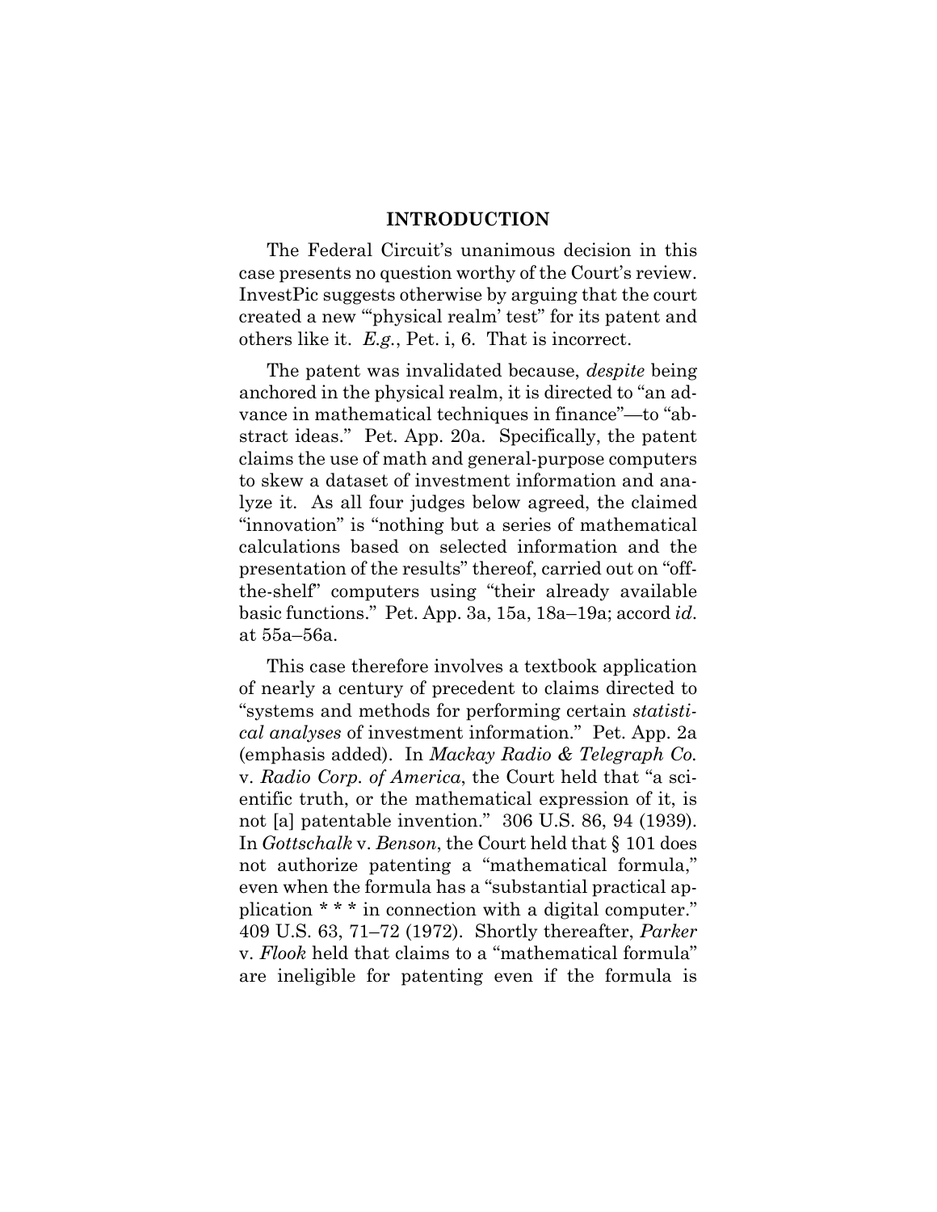## INTRODUCTION

The Federal Circuit's unanimous decision in this case presents no question worthy of the Court's review. InvestPic suggests otherwise by arguing that the court created a new "'physical realm' test" for its patent and others like it. *E.g.*, Pet. i, 6. That is incorrect.

The patent was invalidated because, *despite* being anchored in the physical realm, it is directed to "an advance in mathematical techniques in finance"—to "abstract ideas." Pet. App. 20a. Specifically, the patent claims the use of math and general-purpose computers to skew a dataset of investment information and analyze it. As all four judges below agreed, the claimed "innovation" is "nothing but a series of mathematical calculations based on selected information and the presentation of the results" thereof, carried out on "off-the-shelf" computers using "their already available basic functions." Pet. App. 3a, 15a, 18a–19a; accord *id.* at 55a–56a.

This case therefore involves a textbook application of nearly a century of precedent to claims directed to "systems and methods for performing certain *statistical analyses* of investment information." Pet. App. 2a (emphasis added). In *Mackay Radio & Telegraph Co.* v. *Radio Corp. of America*, the Court held that "a scientific truth, or the mathematical expression of it, is not [a] patentable invention." 306 U.S. 86, 94 (1939). In *Gottschalk* v. *Benson*, the Court held that § 101 does not authorize patenting a "mathematical formula," even when the formula has a "substantial practical application * * * in connection with a digital computer." 409 U.S. 63, 71–72 (1972). Shortly thereafter, *Parker* v. *Flook* held that claims to a "mathematical formula" are ineligible for patenting even if the formula is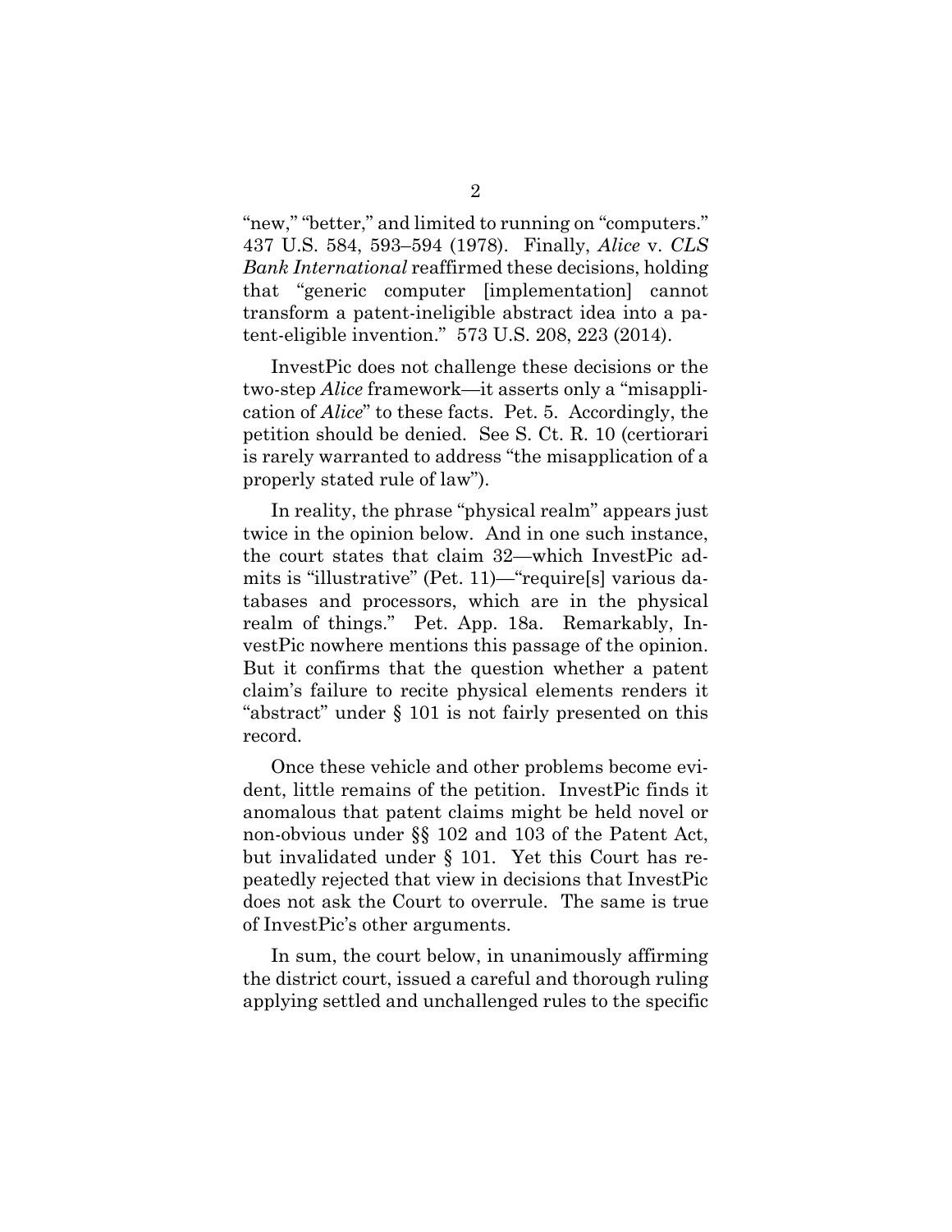"new," "better," and limited to running on "computers." 437 U.S. 584, 593–594 (1978). Finally, *Alice* v. *CLS Bank International* reaffirmed these decisions, holding that "generic computer [implementation] cannot transform a patent-ineligible abstract idea into a patent-eligible invention." 573 U.S. 208, 223 (2014).

InvestPic does not challenge these decisions or the two-step *Alice* framework—it asserts only a "misapplication of *Alice*" to these facts. Pet. 5. Accordingly, the petition should be denied. See S. Ct. R. 10 (certiorari is rarely warranted to address "the misapplication of a properly stated rule of law").

In reality, the phrase "physical realm" appears just twice in the opinion below. And in one such instance, the court states that claim 32—which InvestPic admits is "illustrative" (Pet. 11)—"require[s] various databases and processors, which are in the physical realm of things." Pet. App. 18a. Remarkably, InvestPic nowhere mentions this passage of the opinion. But it confirms that the question whether a patent claim's failure to recite physical elements renders it "abstract" under § 101 is not fairly presented on this record.

Once these vehicle and other problems become evident, little remains of the petition. InvestPic finds it anomalous that patent claims might be held novel or non-obvious under §§ 102 and 103 of the Patent Act, but invalidated under § 101. Yet this Court has repeatedly rejected that view in decisions that InvestPic does not ask the Court to overrule. The same is true of InvestPic's other arguments.

In sum, the court below, in unanimously affirming the district court, issued a careful and thorough ruling applying settled and unchallenged rules to the specific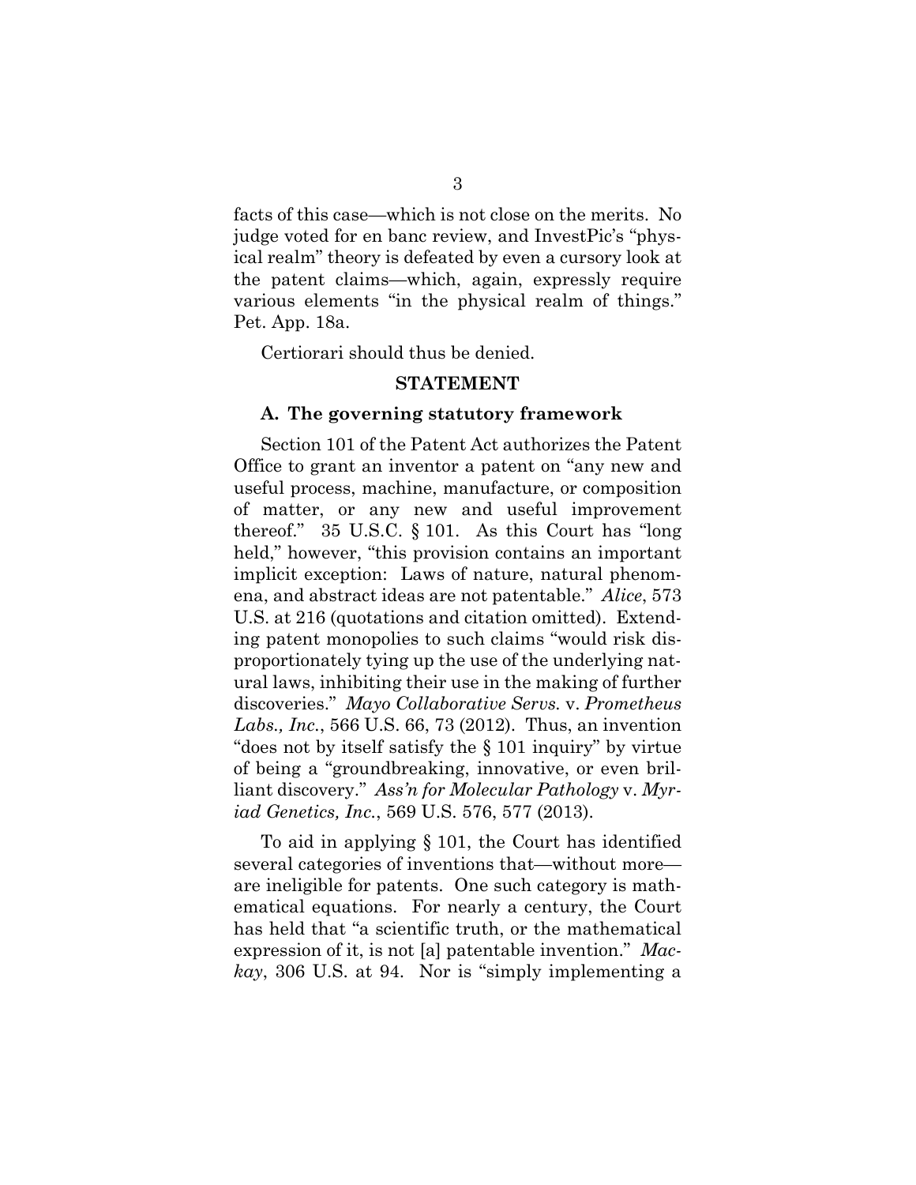facts of this case—which is not close on the merits. No judge voted for en banc review, and InvestPic's "physical realm" theory is defeated by even a cursory look at the patent claims—which, again, expressly require various elements "in the physical realm of things." Pet. App. 18a.

Certiorari should thus be denied.

## STATEMENT

### A. The governing statutory framework

Section 101 of the Patent Act authorizes the Patent Office to grant an inventor a patent on "any new and useful process, machine, manufacture, or composition of matter, or any new and useful improvement thereof." 35 U.S.C. § 101. As this Court has "long held," however, "this provision contains an important implicit exception: Laws of nature, natural phenomena, and abstract ideas are not patentable." *Alice*, 573 U.S. at 216 (quotations and citation omitted). Extending patent monopolies to such claims "would risk disproportionately tying up the use of the underlying natural laws, inhibiting their use in the making of further discoveries." *Mayo Collaborative Servs.* v. *Prometheus Labs., Inc.*, 566 U.S. 66, 73 (2012). Thus, an invention "does not by itself satisfy the § 101 inquiry" by virtue of being a "groundbreaking, innovative, or even brilliant discovery." *Ass'n for Molecular Pathology* v. *Myriad Genetics, Inc.*, 569 U.S. 576, 577 (2013).

To aid in applying § 101, the Court has identified several categories of inventions that—without more—are ineligible for patents. One such category is mathematical equations. For nearly a century, the Court has held that "a scientific truth, or the mathematical expression of it, is not [a] patentable invention." *Mackay*, 306 U.S. at 94. Nor is "simply implementing a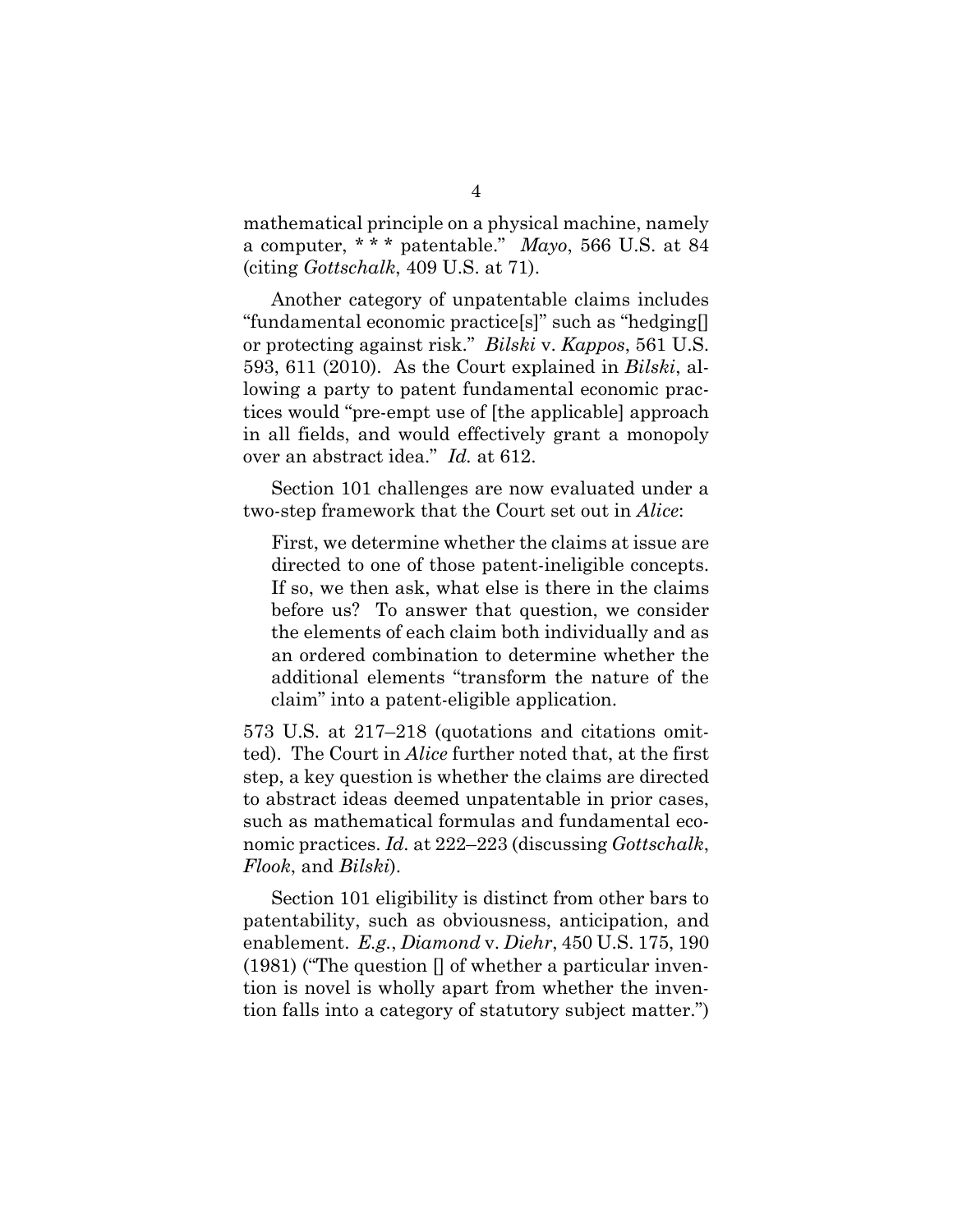mathematical principle on a physical machine, namely a computer, * * * patentable." *Mayo*, 566 U.S. at 84 (citing *Gottschalk*, 409 U.S. at 71).

Another category of unpatentable claims includes "fundamental economic practice[s]" such as "hedging[] or protecting against risk." *Bilski* v. *Kappos*, 561 U.S. 593, 611 (2010). As the Court explained in *Bilski*, allowing a party to patent fundamental economic practices would "pre-empt use of [the applicable] approach in all fields, and would effectively grant a monopoly over an abstract idea." *Id.* at 612.

Section 101 challenges are now evaluated under a two-step framework that the Court set out in *Alice*:

> First, we determine whether the claims at issue are directed to one of those patent-ineligible concepts. If so, we then ask, what else is there in the claims before us? To answer that question, we consider the elements of each claim both individually and as an ordered combination to determine whether the additional elements "transform the nature of the claim" into a patent-eligible application.

573 U.S. at 217–218 (quotations and citations omitted). The Court in *Alice* further noted that, at the first step, a key question is whether the claims are directed to abstract ideas deemed unpatentable in prior cases, such as mathematical formulas and fundamental economic practices. *Id.* at 222–223 (discussing *Gottschalk*, *Flook*, and *Bilski*).

Section 101 eligibility is distinct from other bars to patentability, such as obviousness, anticipation, and enablement. *E.g.*, *Diamond* v. *Diehr*, 450 U.S. 175, 190 (1981) ("The question [] of whether a particular invention is novel is wholly apart from whether the invention falls into a category of statutory subject matter.")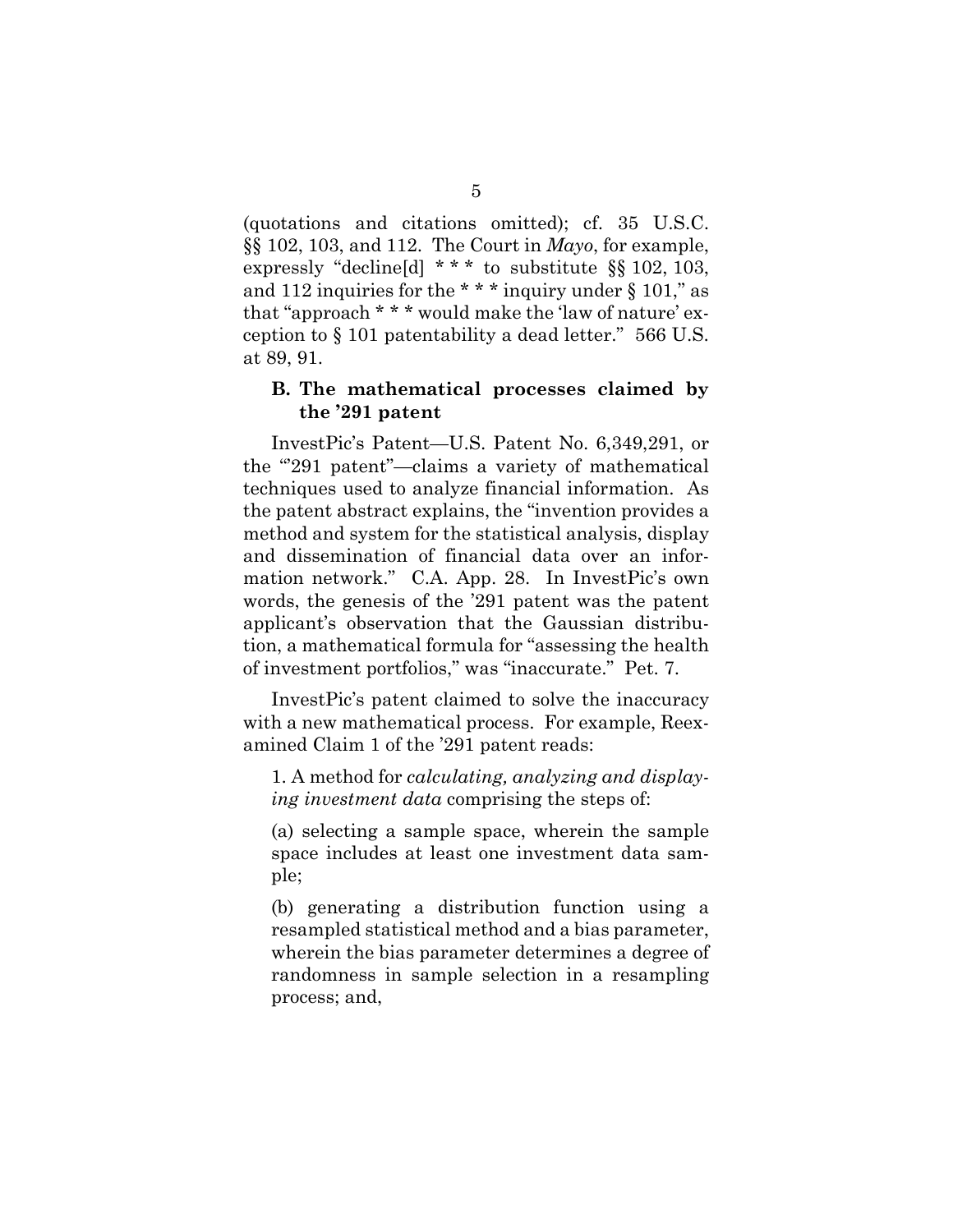(quotations and citations omitted); cf. 35 U.S.C. §§ 102, 103, and 112. The Court in *Mayo*, for example, expressly "decline[d] * * * to substitute §§ 102, 103, and 112 inquiries for the * * * inquiry under § 101," as that "approach * * * would make the 'law of nature' exception to § 101 patentability a dead letter." 566 U.S. at 89, 91.

### B. The mathematical processes claimed by the '291 patent

InvestPic's Patent—U.S. Patent No. 6,349,291, or the "'291 patent"—claims a variety of mathematical techniques used to analyze financial information. As the patent abstract explains, the "invention provides a method and system for the statistical analysis, display and dissemination of financial data over an information network." C.A. App. 28. In InvestPic's own words, the genesis of the '291 patent was the patent applicant's observation that the Gaussian distribution, a mathematical formula for "assessing the health of investment portfolios," was "inaccurate." Pet. 7.

InvestPic's patent claimed to solve the inaccuracy with a new mathematical process. For example, Reexamined Claim 1 of the '291 patent reads:

> 1. A method for *calculating, analyzing and displaying investment data* comprising the steps of:
>
> (a) selecting a sample space, wherein the sample space includes at least one investment data sample;
>
> (b) generating a distribution function using a resampled statistical method and a bias parameter, wherein the bias parameter determines a degree of randomness in sample selection in a resampling process; and,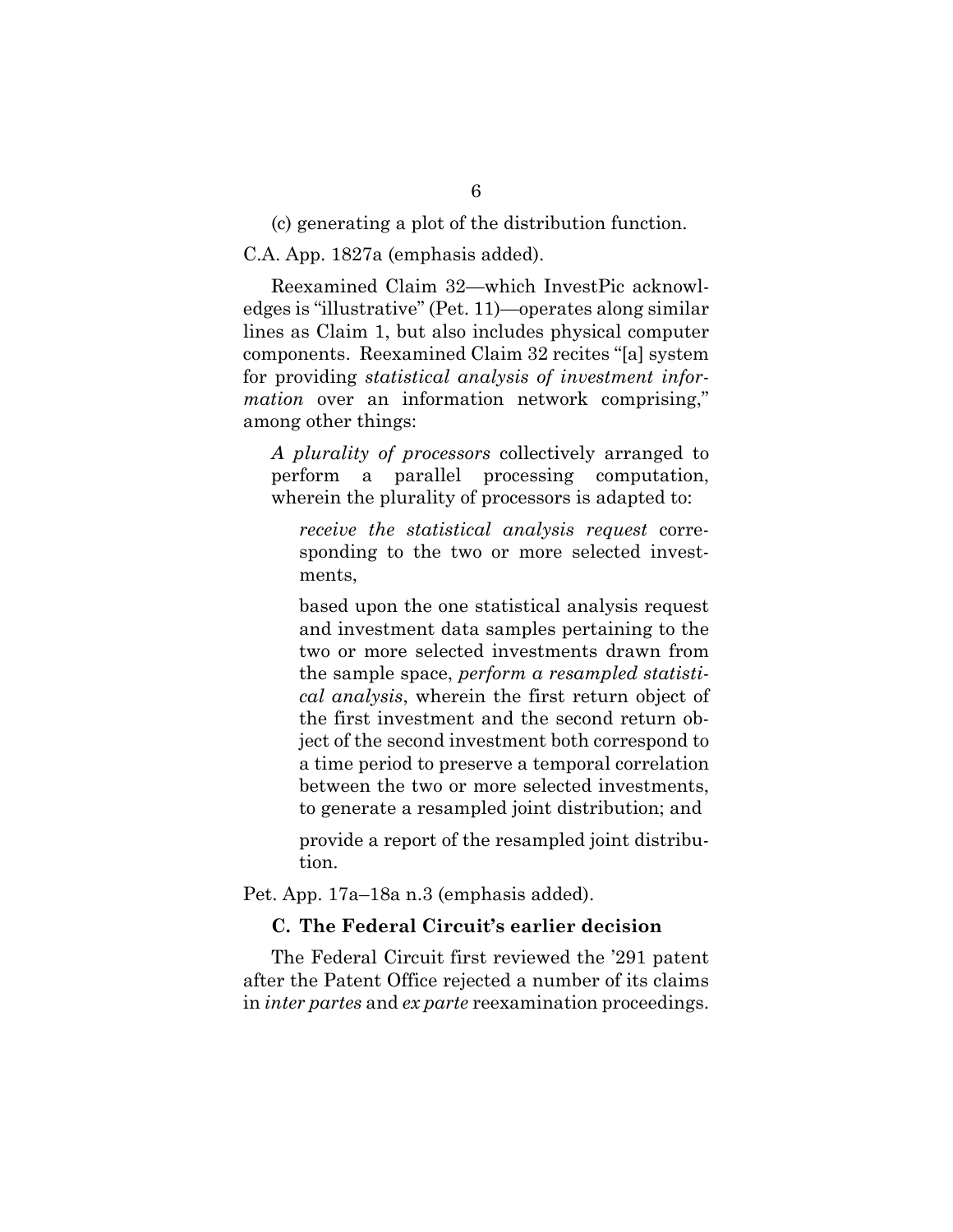(c) generating a plot of the distribution function.

C.A. App. 1827a (emphasis added).

Reexamined Claim 32—which InvestPic acknowledges is "illustrative" (Pet. 11)—operates along similar lines as Claim 1, but also includes physical computer components. Reexamined Claim 32 recites "[a] system for providing *statistical analysis of investment information* over an information network comprising," among other things:

> *A plurality of processors* collectively arranged to perform a parallel processing computation, wherein the plurality of processors is adapted to:
>
> > *receive the statistical analysis request* corresponding to the two or more selected investments,
> >
> > based upon the one statistical analysis request and investment data samples pertaining to the two or more selected investments drawn from the sample space, *perform a resampled statistical analysis*, wherein the first return object of the first investment and the second return object of the second investment both correspond to a time period to preserve a temporal correlation between the two or more selected investments, to generate a resampled joint distribution; and
> >
> > provide a report of the resampled joint distribution.

Pet. App. 17a–18a n.3 (emphasis added).

### C. The Federal Circuit's earlier decision

The Federal Circuit first reviewed the '291 patent after the Patent Office rejected a number of its claims in *inter partes* and *ex parte* reexamination proceedings.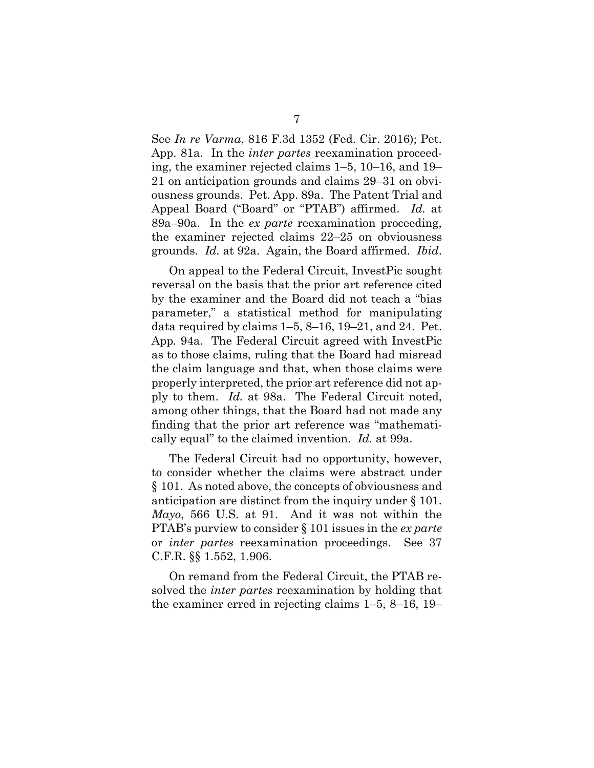See *In re Varma*, 816 F.3d 1352 (Fed. Cir. 2016); Pet. App. 81a. In the *inter partes* reexamination proceeding, the examiner rejected claims 1–5, 10–16, and 19–21 on anticipation grounds and claims 29–31 on obviousness grounds. Pet. App. 89a. The Patent Trial and Appeal Board ("Board" or "PTAB") affirmed. *Id.* at 89a–90a. In the *ex parte* reexamination proceeding, the examiner rejected claims 22–25 on obviousness grounds. *Id.* at 92a. Again, the Board affirmed. *Ibid*.

On appeal to the Federal Circuit, InvestPic sought reversal on the basis that the prior art reference cited by the examiner and the Board did not teach a "bias parameter," a statistical method for manipulating data required by claims 1–5, 8–16, 19–21, and 24. Pet. App. 94a. The Federal Circuit agreed with InvestPic as to those claims, ruling that the Board had misread the claim language and that, when those claims were properly interpreted, the prior art reference did not apply to them. *Id.* at 98a. The Federal Circuit noted, among other things, that the Board had not made any finding that the prior art reference was "mathematically equal" to the claimed invention. *Id.* at 99a.

The Federal Circuit had no opportunity, however, to consider whether the claims were abstract under § 101. As noted above, the concepts of obviousness and anticipation are distinct from the inquiry under § 101. *Mayo*, 566 U.S. at 91. And it was not within the PTAB's purview to consider § 101 issues in the *ex parte* or *inter partes* reexamination proceedings. See 37 C.F.R. §§ 1.552, 1.906.

On remand from the Federal Circuit, the PTAB resolved the *inter partes* reexamination by holding that the examiner erred in rejecting claims 1–5, 8–16, 19–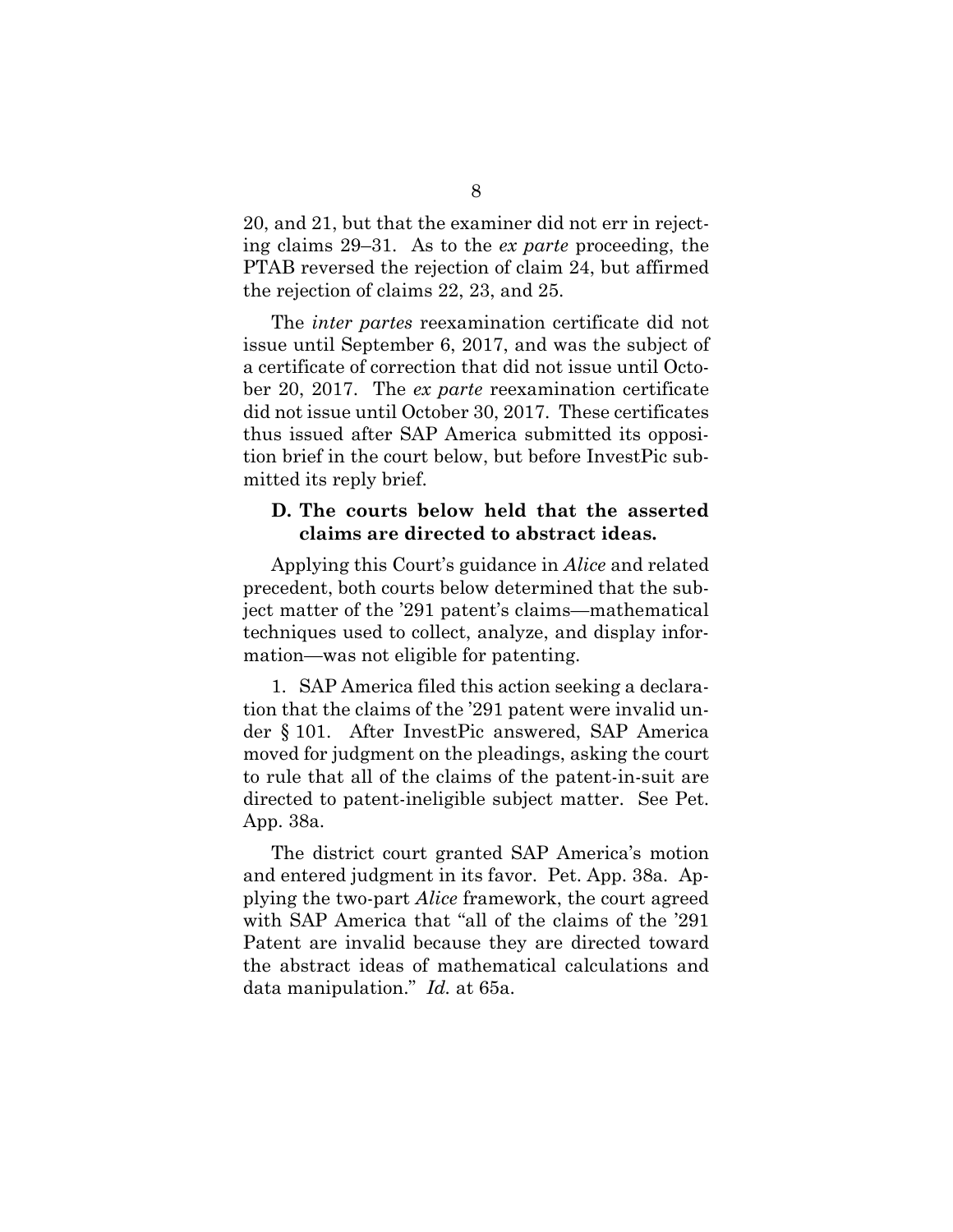20, and 21, but that the examiner did not err in rejecting claims 29–31. As to the *ex parte* proceeding, the PTAB reversed the rejection of claim 24, but affirmed the rejection of claims 22, 23, and 25.

The *inter partes* reexamination certificate did not issue until September 6, 2017, and was the subject of a certificate of correction that did not issue until October 20, 2017. The *ex parte* reexamination certificate did not issue until October 30, 2017. These certificates thus issued after SAP America submitted its opposition brief in the court below, but before InvestPic submitted its reply brief.

### D. The courts below held that the asserted claims are directed to abstract ideas.

Applying this Court's guidance in *Alice* and related precedent, both courts below determined that the subject matter of the '291 patent's claims—mathematical techniques used to collect, analyze, and display information—was not eligible for patenting.

1. SAP America filed this action seeking a declaration that the claims of the '291 patent were invalid under § 101. After InvestPic answered, SAP America moved for judgment on the pleadings, asking the court to rule that all of the claims of the patent-in-suit are directed to patent-ineligible subject matter. See Pet. App. 38a.

The district court granted SAP America's motion and entered judgment in its favor. Pet. App. 38a. Applying the two-part *Alice* framework, the court agreed with SAP America that "all of the claims of the '291 Patent are invalid because they are directed toward the abstract ideas of mathematical calculations and data manipulation." *Id.* at 65a.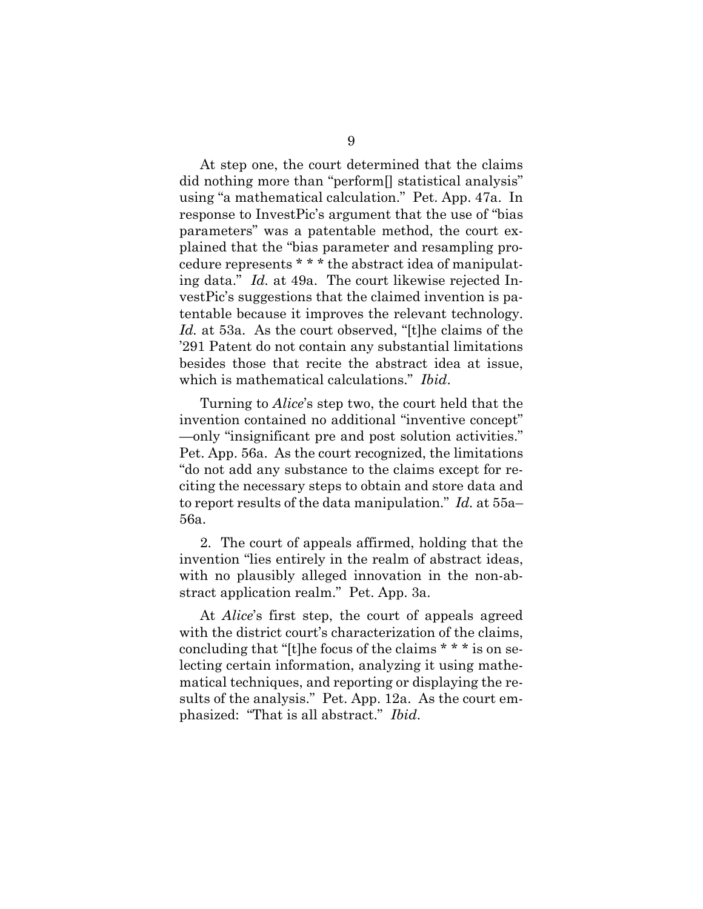At step one, the court determined that the claims did nothing more than "perform[] statistical analysis" using "a mathematical calculation." Pet. App. 47a. In response to InvestPic's argument that the use of "bias parameters" was a patentable method, the court explained that the "bias parameter and resampling procedure represents * * * the abstract idea of manipulating data." *Id.* at 49a. The court likewise rejected InvestPic's suggestions that the claimed invention is patentable because it improves the relevant technology. *Id.* at 53a. As the court observed, "[t]he claims of the '291 Patent do not contain any substantial limitations besides those that recite the abstract idea at issue, which is mathematical calculations." *Ibid*.

Turning to *Alice*'s step two, the court held that the invention contained no additional "inventive concept" —only "insignificant pre and post solution activities." Pet. App. 56a. As the court recognized, the limitations "do not add any substance to the claims except for reciting the necessary steps to obtain and store data and to report results of the data manipulation." *Id.* at 55a–56a.

2. The court of appeals affirmed, holding that the invention "lies entirely in the realm of abstract ideas, with no plausibly alleged innovation in the non-abstract application realm." Pet. App. 3a.

At *Alice*'s first step, the court of appeals agreed with the district court's characterization of the claims, concluding that "[t]he focus of the claims * * * is on selecting certain information, analyzing it using mathematical techniques, and reporting or displaying the results of the analysis." Pet. App. 12a. As the court emphasized: "That is all abstract." *Ibid*.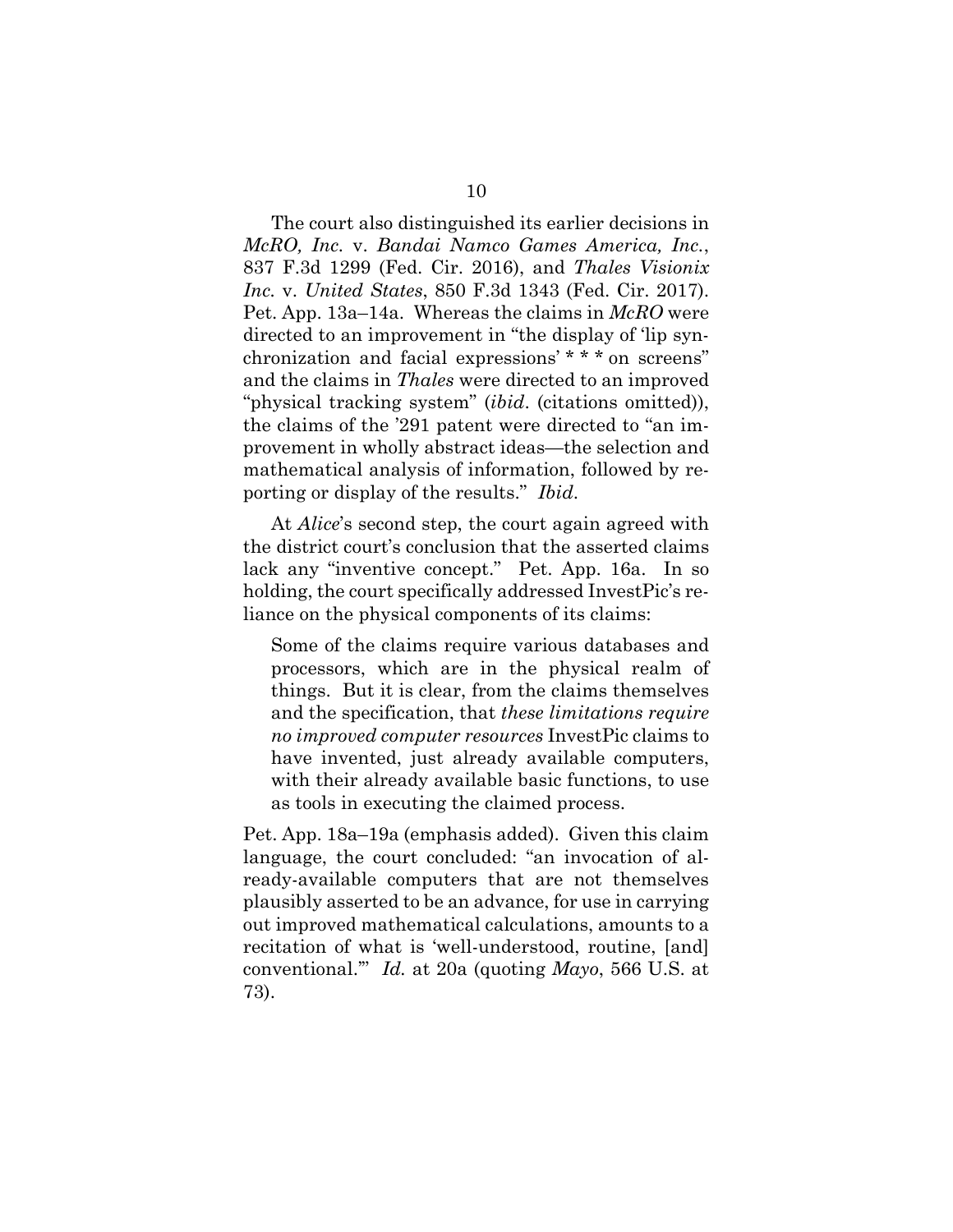The court also distinguished its earlier decisions in *McRO, Inc.* v. *Bandai Namco Games America, Inc.*, 837 F.3d 1299 (Fed. Cir. 2016), and *Thales Visionix Inc.* v. *United States*, 850 F.3d 1343 (Fed. Cir. 2017). Pet. App. 13a–14a. Whereas the claims in *McRO* were directed to an improvement in "the display of 'lip synchronization and facial expressions' * * * on screens" and the claims in *Thales* were directed to an improved "physical tracking system" (*ibid*. (citations omitted)), the claims of the '291 patent were directed to "an improvement in wholly abstract ideas—the selection and mathematical analysis of information, followed by reporting or display of the results." *Ibid*.

At *Alice*'s second step, the court again agreed with the district court's conclusion that the asserted claims lack any "inventive concept." Pet. App. 16a. In so holding, the court specifically addressed InvestPic's reliance on the physical components of its claims:

> Some of the claims require various databases and processors, which are in the physical realm of things. But it is clear, from the claims themselves and the specification, that *these limitations require no improved computer resources* InvestPic claims to have invented, just already available computers, with their already available basic functions, to use as tools in executing the claimed process.

Pet. App. 18a–19a (emphasis added). Given this claim language, the court concluded: "an invocation of already-available computers that are not themselves plausibly asserted to be an advance, for use in carrying out improved mathematical calculations, amounts to a recitation of what is 'well-understood, routine, [and] conventional.'" *Id.* at 20a (quoting *Mayo*, 566 U.S. at 73).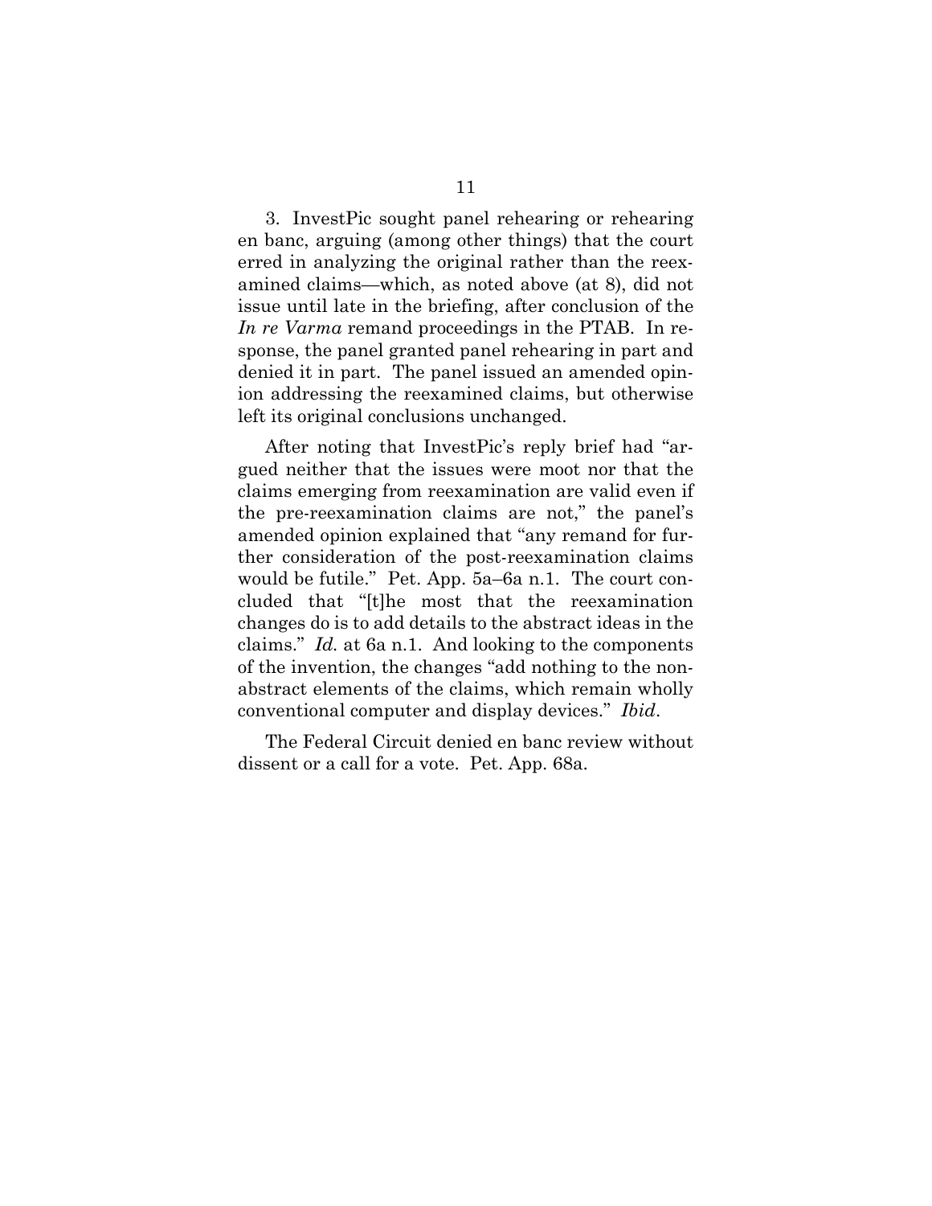3. InvestPic sought panel rehearing or rehearing en banc, arguing (among other things) that the court erred in analyzing the original rather than the reexamined claims—which, as noted above (at 8), did not issue until late in the briefing, after conclusion of the *In re Varma* remand proceedings in the PTAB. In response, the panel granted panel rehearing in part and denied it in part. The panel issued an amended opinion addressing the reexamined claims, but otherwise left its original conclusions unchanged.

After noting that InvestPic's reply brief had "argued neither that the issues were moot nor that the claims emerging from reexamination are valid even if the pre-reexamination claims are not," the panel's amended opinion explained that "any remand for further consideration of the post-reexamination claims would be futile." Pet. App. 5a–6a n.1. The court concluded that "[t]he most that the reexamination changes do is to add details to the abstract ideas in the claims." *Id.* at 6a n.1. And looking to the components of the invention, the changes "add nothing to the non-abstract elements of the claims, which remain wholly conventional computer and display devices." *Ibid*.

The Federal Circuit denied en banc review without dissent or a call for a vote. Pet. App. 68a.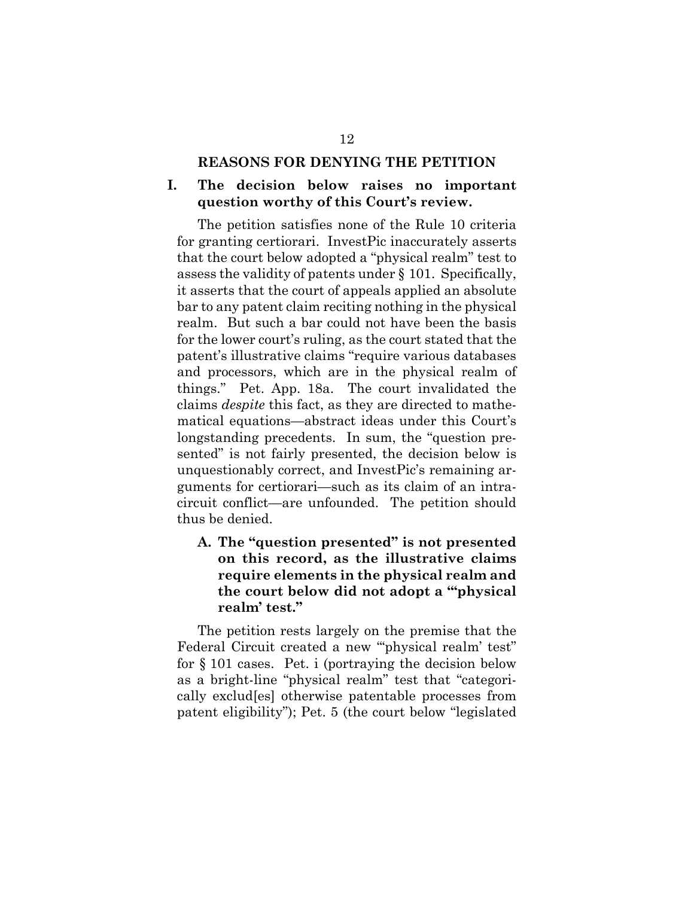## REASONS FOR DENYING THE PETITION

### I. The decision below raises no important question worthy of this Court's review.

The petition satisfies none of the Rule 10 criteria for granting certiorari. InvestPic inaccurately asserts that the court below adopted a "physical realm" test to assess the validity of patents under § 101. Specifically, it asserts that the court of appeals applied an absolute bar to any patent claim reciting nothing in the physical realm. But such a bar could not have been the basis for the lower court's ruling, as the court stated that the patent's illustrative claims "require various databases and processors, which are in the physical realm of things." Pet. App. 18a. The court invalidated the claims *despite* this fact, as they are directed to mathematical equations—abstract ideas under this Court's longstanding precedents. In sum, the "question presented" is not fairly presented, the decision below is unquestionably correct, and InvestPic's remaining arguments for certiorari—such as its claim of an intra-circuit conflict—are unfounded. The petition should thus be denied.

#### A. The "question presented" is not presented on this record, as the illustrative claims require elements in the physical realm and the court below did not adopt a "'physical realm' test."

The petition rests largely on the premise that the Federal Circuit created a new "'physical realm' test" for § 101 cases. Pet. i (portraying the decision below as a bright-line "physical realm" test that "categorically exclud[es] otherwise patentable processes from patent eligibility"); Pet. 5 (the court below "legislated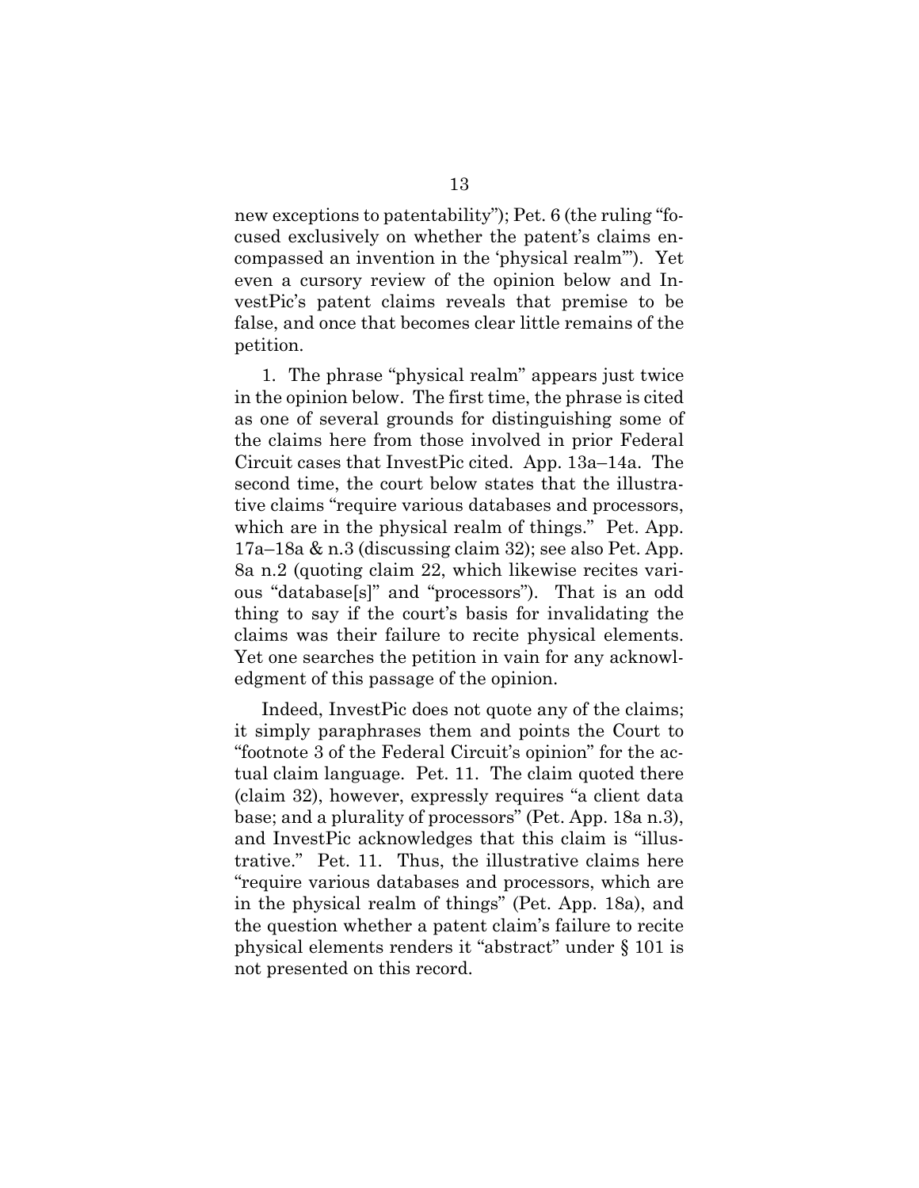new exceptions to patentability"); Pet. 6 (the ruling "focused exclusively on whether the patent's claims encompassed an invention in the 'physical realm'"). Yet even a cursory review of the opinion below and InvestPic's patent claims reveals that premise to be false, and once that becomes clear little remains of the petition.

1. The phrase "physical realm" appears just twice in the opinion below. The first time, the phrase is cited as one of several grounds for distinguishing some of the claims here from those involved in prior Federal Circuit cases that InvestPic cited. App. 13a–14a. The second time, the court below states that the illustrative claims "require various databases and processors, which are in the physical realm of things." Pet. App. 17a–18a & n.3 (discussing claim 32); see also Pet. App. 8a n.2 (quoting claim 22, which likewise recites various "database[s]" and "processors"). That is an odd thing to say if the court's basis for invalidating the claims was their failure to recite physical elements. Yet one searches the petition in vain for any acknowledgment of this passage of the opinion.

Indeed, InvestPic does not quote any of the claims; it simply paraphrases them and points the Court to "footnote 3 of the Federal Circuit's opinion" for the actual claim language. Pet. 11. The claim quoted there (claim 32), however, expressly requires "a client data base; and a plurality of processors" (Pet. App. 18a n.3), and InvestPic acknowledges that this claim is "illustrative." Pet. 11. Thus, the illustrative claims here "require various databases and processors, which are in the physical realm of things" (Pet. App. 18a), and the question whether a patent claim's failure to recite physical elements renders it "abstract" under § 101 is not presented on this record.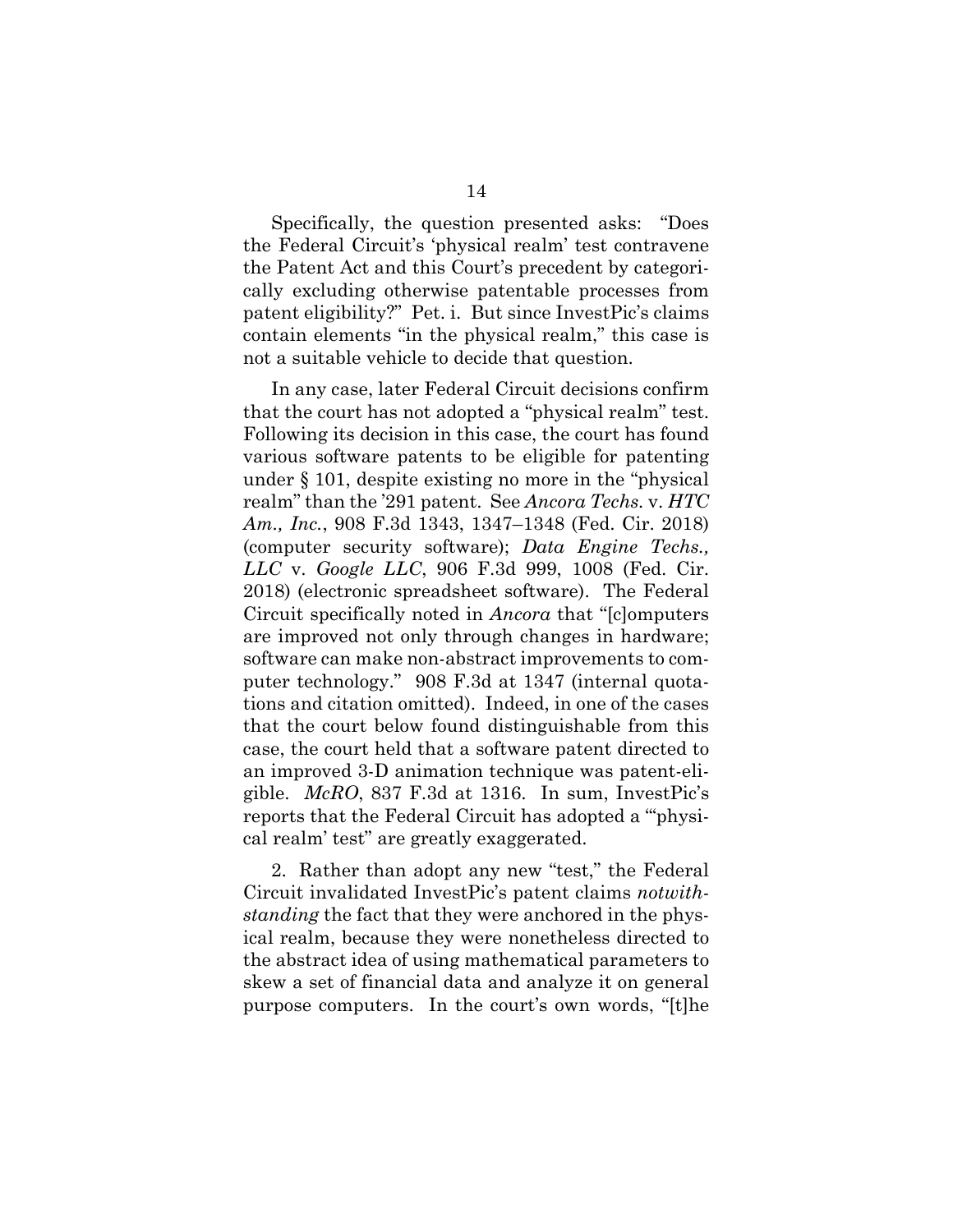Specifically, the question presented asks: "Does the Federal Circuit's 'physical realm' test contravene the Patent Act and this Court's precedent by categorically excluding otherwise patentable processes from patent eligibility?" Pet. i. But since InvestPic's claims contain elements "in the physical realm," this case is not a suitable vehicle to decide that question.

In any case, later Federal Circuit decisions confirm that the court has not adopted a "physical realm" test. Following its decision in this case, the court has found various software patents to be eligible for patenting under § 101, despite existing no more in the "physical realm" than the '291 patent. See *Ancora Techs.* v. *HTC Am., Inc.*, 908 F.3d 1343, 1347–1348 (Fed. Cir. 2018) (computer security software); *Data Engine Techs., LLC* v. *Google LLC*, 906 F.3d 999, 1008 (Fed. Cir. 2018) (electronic spreadsheet software). The Federal Circuit specifically noted in *Ancora* that "[c]omputers are improved not only through changes in hardware; software can make non-abstract improvements to computer technology." 908 F.3d at 1347 (internal quotations and citation omitted). Indeed, in one of the cases that the court below found distinguishable from this case, the court held that a software patent directed to an improved 3-D animation technique was patent-eligible. *McRO*, 837 F.3d at 1316. In sum, InvestPic's reports that the Federal Circuit has adopted a "'physical realm' test" are greatly exaggerated.

2. Rather than adopt any new "test," the Federal Circuit invalidated InvestPic's patent claims *notwithstanding* the fact that they were anchored in the physical realm, because they were nonetheless directed to the abstract idea of using mathematical parameters to skew a set of financial data and analyze it on general purpose computers. In the court's own words, "[t]he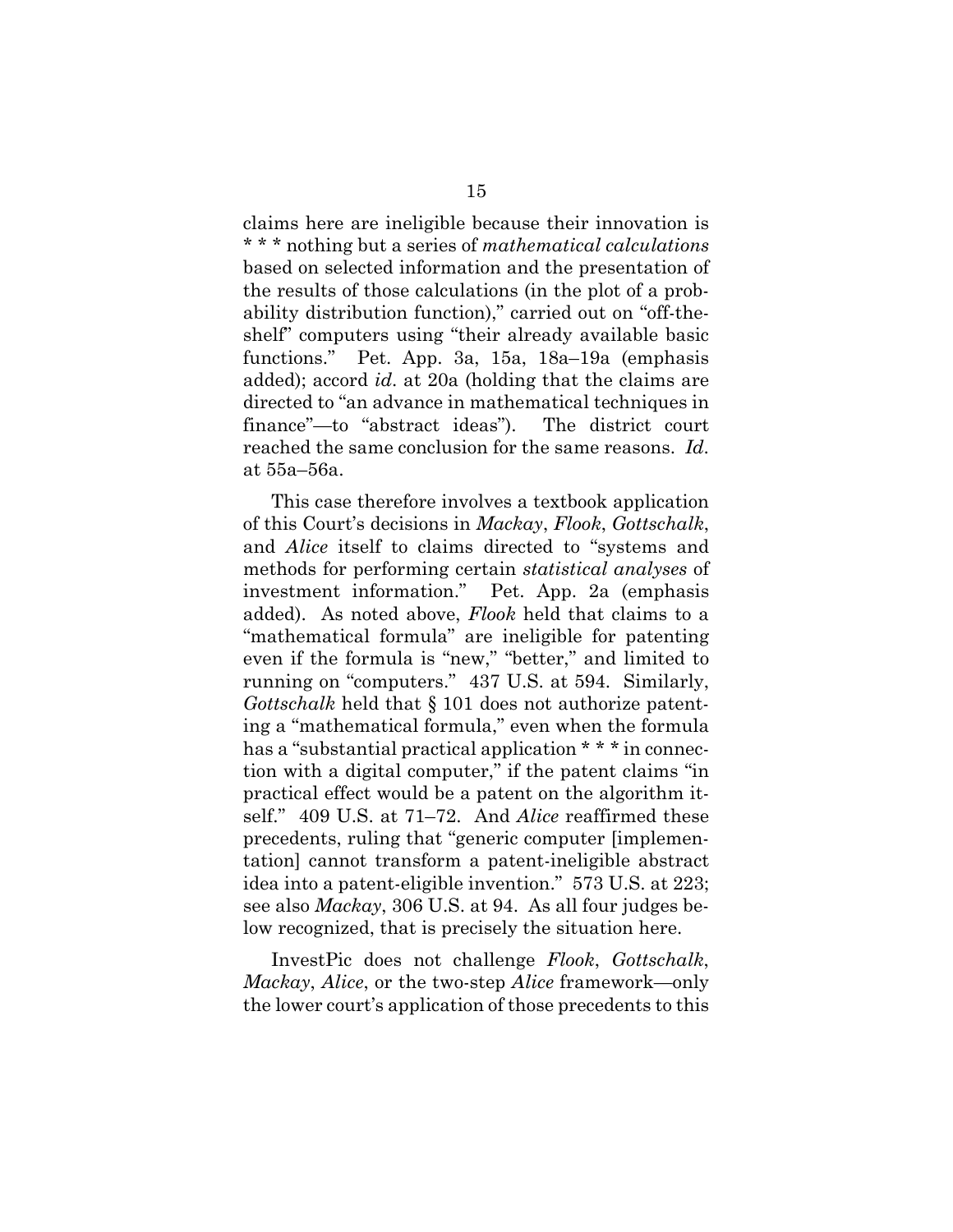claims here are ineligible because their innovation is * * * nothing but a series of *mathematical calculations* based on selected information and the presentation of the results of those calculations (in the plot of a probability distribution function)," carried out on "off-the-shelf" computers using "their already available basic functions." Pet. App. 3a, 15a, 18a–19a (emphasis added); accord *id*. at 20a (holding that the claims are directed to "an advance in mathematical techniques in finance"—to "abstract ideas"). The district court reached the same conclusion for the same reasons. *Id*. at 55a–56a.

This case therefore involves a textbook application of this Court's decisions in *Mackay*, *Flook*, *Gottschalk*, and *Alice* itself to claims directed to "systems and methods for performing certain *statistical analyses* of investment information." Pet. App. 2a (emphasis added). As noted above, *Flook* held that claims to a "mathematical formula" are ineligible for patenting even if the formula is "new," "better," and limited to running on "computers." 437 U.S. at 594. Similarly, *Gottschalk* held that § 101 does not authorize patenting a "mathematical formula," even when the formula has a "substantial practical application * * * in connection with a digital computer," if the patent claims "in practical effect would be a patent on the algorithm itself." 409 U.S. at 71–72. And *Alice* reaffirmed these precedents, ruling that "generic computer [implementation] cannot transform a patent-ineligible abstract idea into a patent-eligible invention." 573 U.S. at 223; see also *Mackay*, 306 U.S. at 94. As all four judges below recognized, that is precisely the situation here.

InvestPic does not challenge *Flook*, *Gottschalk*, *Mackay*, *Alice*, or the two-step *Alice* framework—only the lower court's application of those precedents to this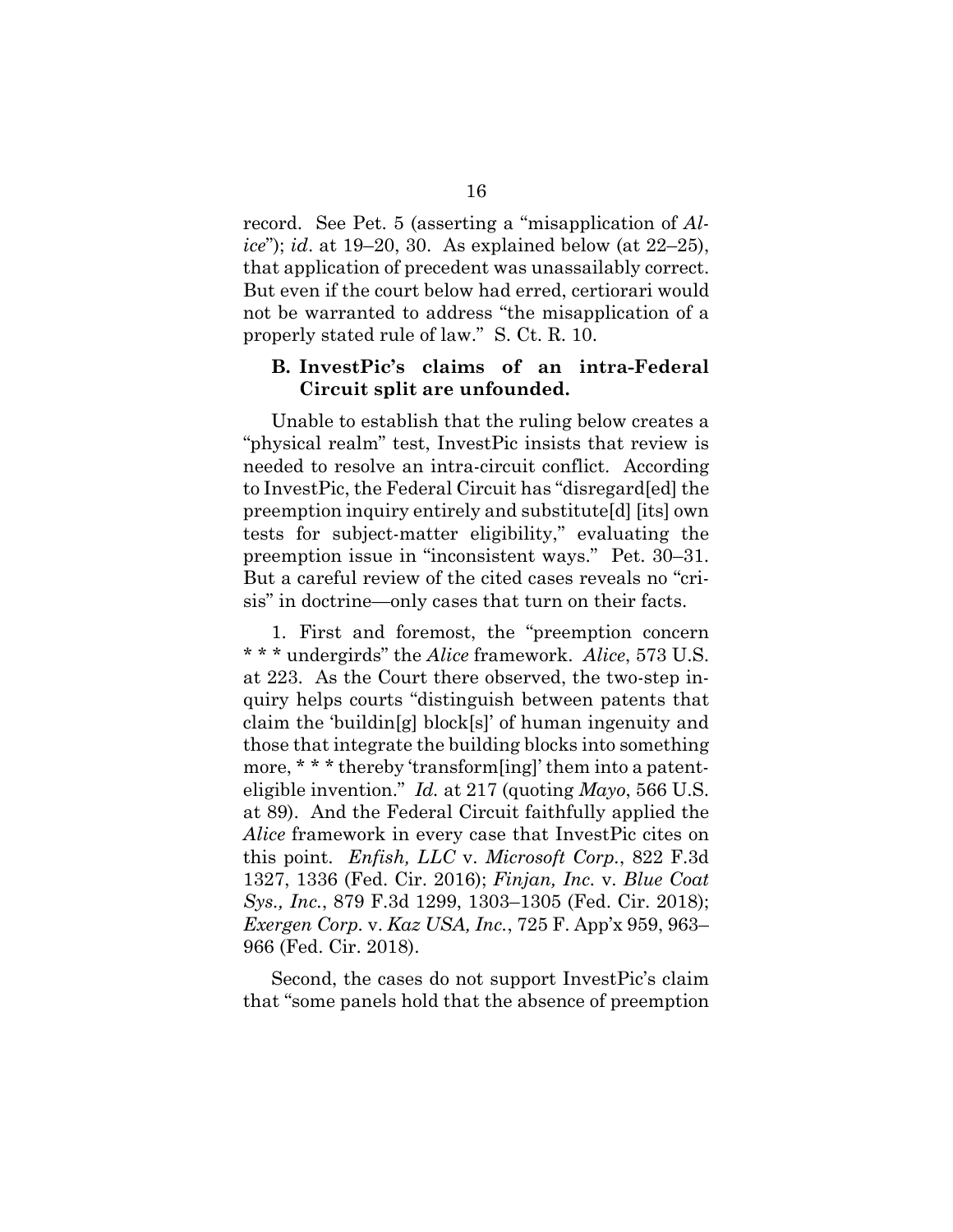record. See Pet. 5 (asserting a "misapplication of *Alice*"); *id*. at 19–20, 30. As explained below (at 22–25), that application of precedent was unassailably correct. But even if the court below had erred, certiorari would not be warranted to address "the misapplication of a properly stated rule of law." S. Ct. R. 10.

### B. InvestPic's claims of an intra-Federal Circuit split are unfounded.

Unable to establish that the ruling below creates a "physical realm" test, InvestPic insists that review is needed to resolve an intra-circuit conflict. According to InvestPic, the Federal Circuit has "disregard[ed] the preemption inquiry entirely and substitute[d] [its] own tests for subject-matter eligibility," evaluating the preemption issue in "inconsistent ways." Pet. 30–31. But a careful review of the cited cases reveals no "crisis" in doctrine—only cases that turn on their facts.

1. First and foremost, the "preemption concern * * * undergirds" the *Alice* framework. *Alice*, 573 U.S. at 223. As the Court there observed, the two-step inquiry helps courts "distinguish between patents that claim the 'buildin[g] block[s]' of human ingenuity and those that integrate the building blocks into something more, * * * thereby 'transform[ing]' them into a patent-eligible invention." *Id.* at 217 (quoting *Mayo*, 566 U.S. at 89). And the Federal Circuit faithfully applied the *Alice* framework in every case that InvestPic cites on this point. *Enfish, LLC* v. *Microsoft Corp.*, 822 F.3d 1327, 1336 (Fed. Cir. 2016); *Finjan, Inc.* v. *Blue Coat Sys., Inc.*, 879 F.3d 1299, 1303–1305 (Fed. Cir. 2018); *Exergen Corp.* v. *Kaz USA, Inc.*, 725 F. App'x 959, 963–966 (Fed. Cir. 2018).

Second, the cases do not support InvestPic's claim that "some panels hold that the absence of preemption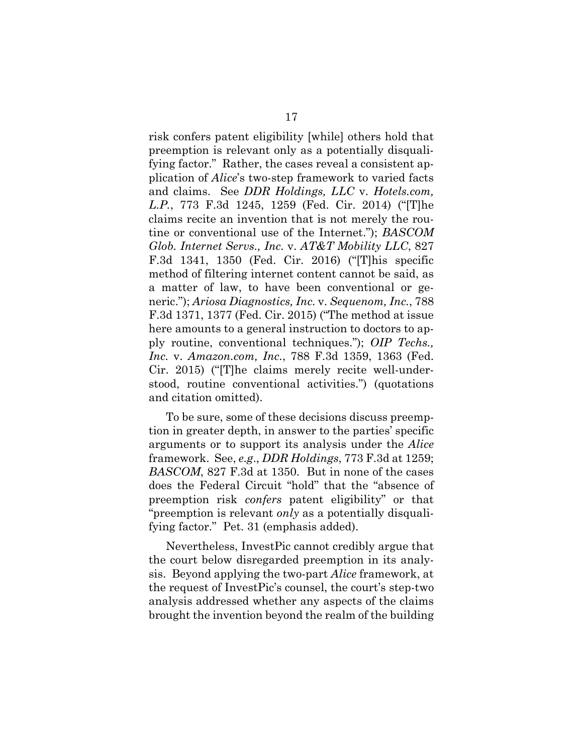risk confers patent eligibility [while] others hold that preemption is relevant only as a potentially disqualifying factor." Rather, the cases reveal a consistent application of *Alice*'s two-step framework to varied facts and claims. See *DDR Holdings, LLC* v. *Hotels.com, L.P.*, 773 F.3d 1245, 1259 (Fed. Cir. 2014) ("[T]he claims recite an invention that is not merely the routine or conventional use of the Internet."); *BASCOM Glob. Internet Servs., Inc.* v. *AT&T Mobility LLC*, 827 F.3d 1341, 1350 (Fed. Cir. 2016) ("[T]his specific method of filtering internet content cannot be said, as a matter of law, to have been conventional or generic."); *Ariosa Diagnostics, Inc.* v. *Sequenom, Inc.*, 788 F.3d 1371, 1377 (Fed. Cir. 2015) ("The method at issue here amounts to a general instruction to doctors to apply routine, conventional techniques."); *OIP Techs., Inc.* v. *Amazon.com, Inc.*, 788 F.3d 1359, 1363 (Fed. Cir. 2015) ("[T]he claims merely recite well-understood, routine conventional activities.") (quotations and citation omitted).

To be sure, some of these decisions discuss preemption in greater depth, in answer to the parties' specific arguments or to support its analysis under the *Alice* framework. See, *e.g.*, *DDR Holdings*, 773 F.3d at 1259; *BASCOM*, 827 F.3d at 1350. But in none of the cases does the Federal Circuit "hold" that the "absence of preemption risk *confers* patent eligibility" or that "preemption is relevant *only* as a potentially disqualifying factor." Pet. 31 (emphasis added).

Nevertheless, InvestPic cannot credibly argue that the court below disregarded preemption in its analysis. Beyond applying the two-part *Alice* framework, at the request of InvestPic's counsel, the court's step-two analysis addressed whether any aspects of the claims brought the invention beyond the realm of the building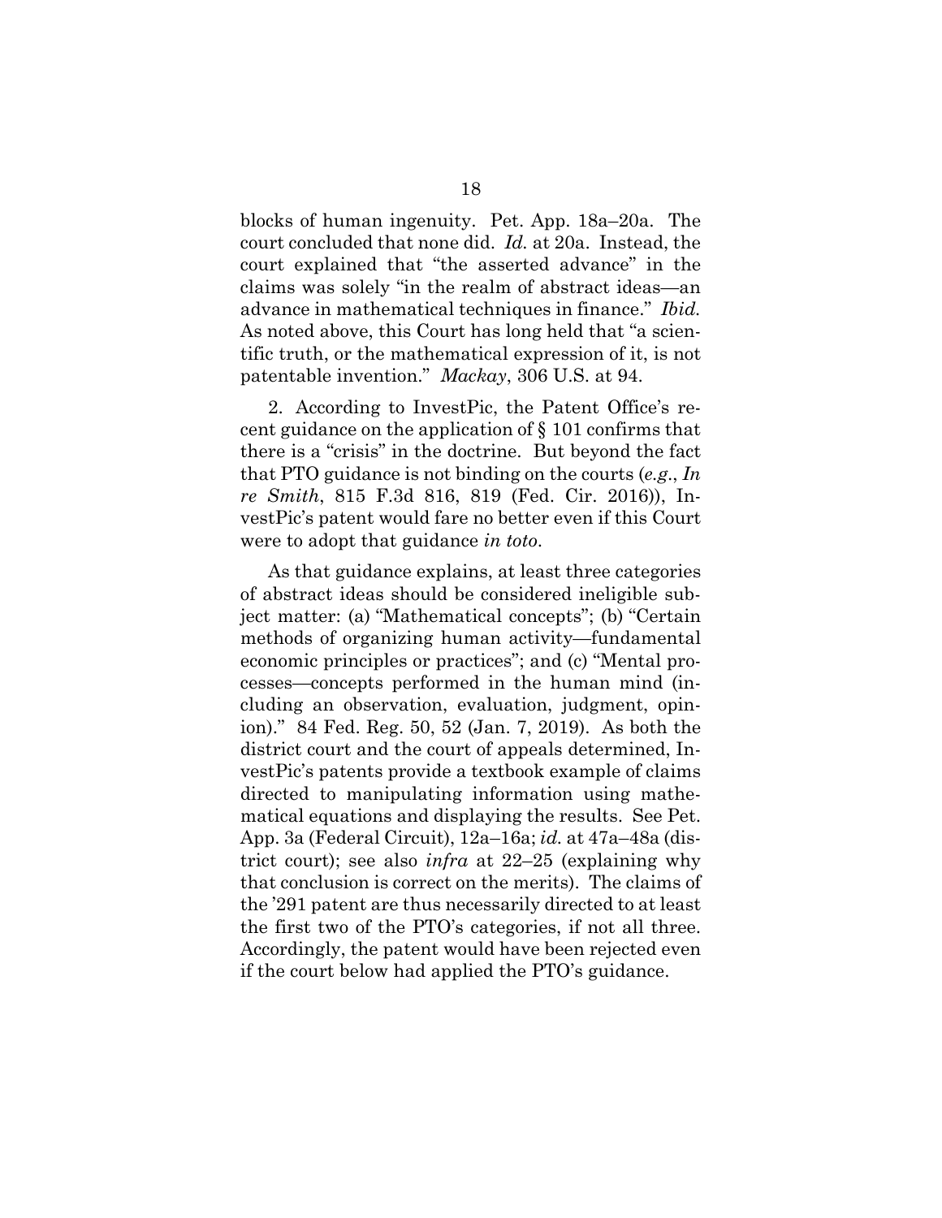blocks of human ingenuity. Pet. App. 18a–20a. The court concluded that none did. *Id.* at 20a. Instead, the court explained that "the asserted advance" in the claims was solely "in the realm of abstract ideas—an advance in mathematical techniques in finance." *Ibid.* As noted above, this Court has long held that "a scientific truth, or the mathematical expression of it, is not patentable invention." *Mackay*, 306 U.S. at 94.

2. According to InvestPic, the Patent Office's recent guidance on the application of § 101 confirms that there is a "crisis" in the doctrine. But beyond the fact that PTO guidance is not binding on the courts (*e.g.*, *In re Smith*, 815 F.3d 816, 819 (Fed. Cir. 2016)), InvestPic's patent would fare no better even if this Court were to adopt that guidance *in toto*.

As that guidance explains, at least three categories of abstract ideas should be considered ineligible subject matter: (a) "Mathematical concepts"; (b) "Certain methods of organizing human activity—fundamental economic principles or practices"; and (c) "Mental processes—concepts performed in the human mind (including an observation, evaluation, judgment, opinion)." 84 Fed. Reg. 50, 52 (Jan. 7, 2019). As both the district court and the court of appeals determined, InvestPic's patents provide a textbook example of claims directed to manipulating information using mathematical equations and displaying the results. See Pet. App. 3a (Federal Circuit), 12a–16a; *id.* at 47a–48a (district court); see also *infra* at 22–25 (explaining why that conclusion is correct on the merits). The claims of the '291 patent are thus necessarily directed to at least the first two of the PTO's categories, if not all three. Accordingly, the patent would have been rejected even if the court below had applied the PTO's guidance.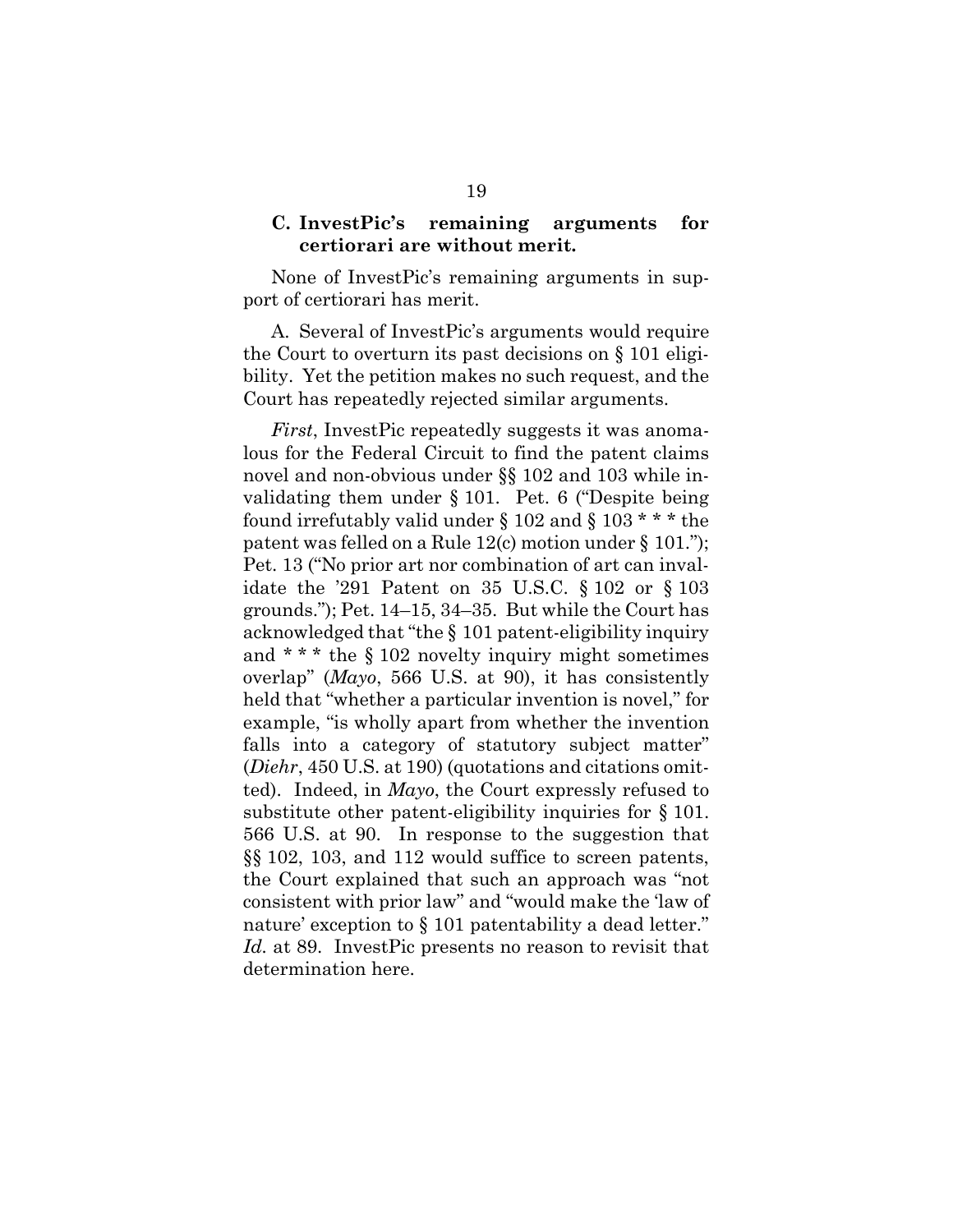### C. InvestPic's remaining arguments for certiorari are without merit.

None of InvestPic's remaining arguments in support of certiorari has merit.

A. Several of InvestPic's arguments would require the Court to overturn its past decisions on § 101 eligibility. Yet the petition makes no such request, and the Court has repeatedly rejected similar arguments.

*First*, InvestPic repeatedly suggests it was anomalous for the Federal Circuit to find the patent claims novel and non-obvious under §§ 102 and 103 while invalidating them under § 101. Pet. 6 ("Despite being found irrefutably valid under § 102 and § 103 * * * the patent was felled on a Rule 12(c) motion under § 101."); Pet. 13 ("No prior art nor combination of art can invalidate the '291 Patent on 35 U.S.C. § 102 or § 103 grounds."); Pet. 14–15, 34–35. But while the Court has acknowledged that "the § 101 patent-eligibility inquiry and * * * the § 102 novelty inquiry might sometimes overlap" (*Mayo*, 566 U.S. at 90), it has consistently held that "whether a particular invention is novel," for example, "is wholly apart from whether the invention falls into a category of statutory subject matter" (*Diehr*, 450 U.S. at 190) (quotations and citations omitted). Indeed, in *Mayo*, the Court expressly refused to substitute other patent-eligibility inquiries for § 101. 566 U.S. at 90. In response to the suggestion that §§ 102, 103, and 112 would suffice to screen patents, the Court explained that such an approach was "not consistent with prior law" and "would make the 'law of nature' exception to § 101 patentability a dead letter." *Id.* at 89. InvestPic presents no reason to revisit that determination here.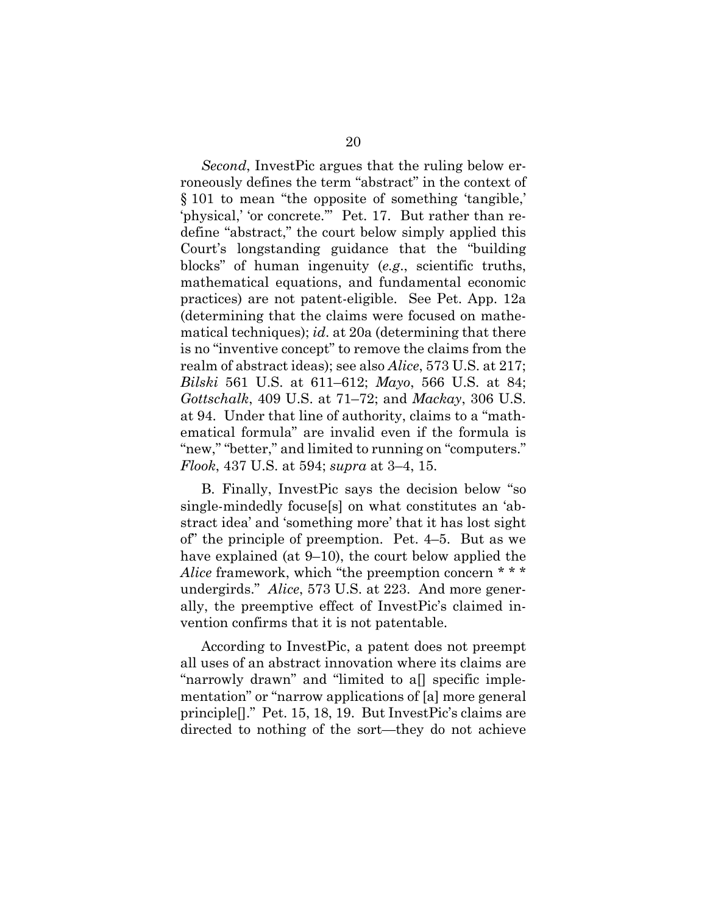*Second*, InvestPic argues that the ruling below erroneously defines the term "abstract" in the context of § 101 to mean "the opposite of something 'tangible,' 'physical,' 'or concrete.'" Pet. 17. But rather than redefine "abstract," the court below simply applied this Court's longstanding guidance that the "building blocks" of human ingenuity (*e.g.*, scientific truths, mathematical equations, and fundamental economic practices) are not patent-eligible. See Pet. App. 12a (determining that the claims were focused on mathematical techniques); *id*. at 20a (determining that there is no "inventive concept" to remove the claims from the realm of abstract ideas); see also *Alice*, 573 U.S. at 217; *Bilski* 561 U.S. at 611–612; *Mayo*, 566 U.S. at 84; *Gottschalk*, 409 U.S. at 71–72; and *Mackay*, 306 U.S. at 94. Under that line of authority, claims to a "mathematical formula" are invalid even if the formula is "new," "better," and limited to running on "computers." *Flook*, 437 U.S. at 594; *supra* at 3–4, 15.

B. Finally, InvestPic says the decision below "so single-mindedly focuse[s] on what constitutes an 'abstract idea' and 'something more' that it has lost sight of" the principle of preemption. Pet. 4–5. But as we have explained (at 9–10), the court below applied the *Alice* framework, which "the preemption concern * * * undergirds." *Alice*, 573 U.S. at 223. And more generally, the preemptive effect of InvestPic's claimed invention confirms that it is not patentable.

According to InvestPic, a patent does not preempt all uses of an abstract innovation where its claims are "narrowly drawn" and "limited to a[] specific implementation" or "narrow applications of [a] more general principle[]." Pet. 15, 18, 19. But InvestPic's claims are directed to nothing of the sort—they do not achieve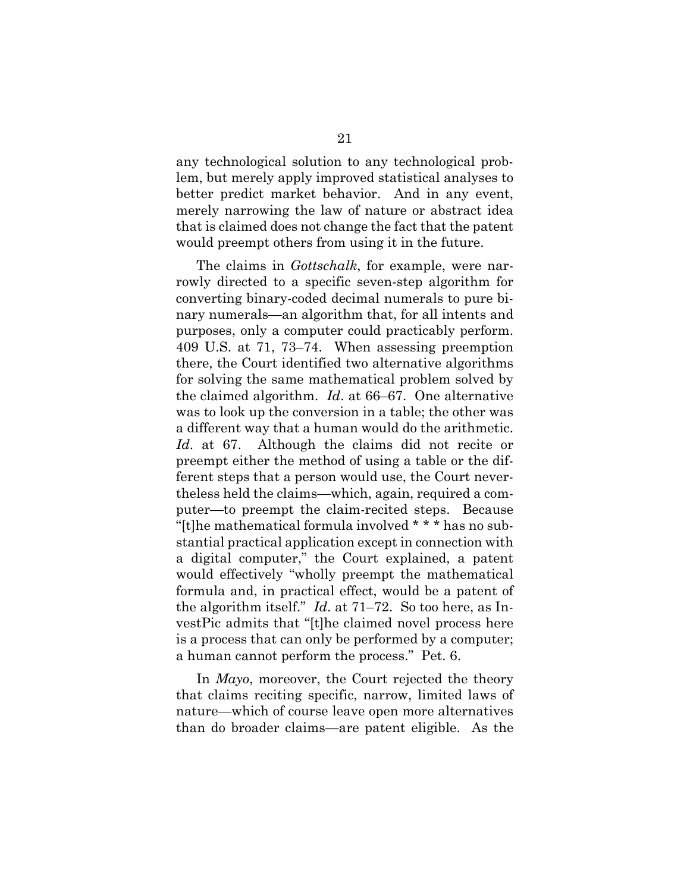any technological solution to any technological problem, but merely apply improved statistical analyses to better predict market behavior. And in any event, merely narrowing the law of nature or abstract idea that is claimed does not change the fact that the patent would preempt others from using it in the future.

The claims in *Gottschalk*, for example, were narrowly directed to a specific seven-step algorithm for converting binary-coded decimal numerals to pure binary numerals—an algorithm that, for all intents and purposes, only a computer could practicably perform. 409 U.S. at 71, 73–74. When assessing preemption there, the Court identified two alternative algorithms for solving the same mathematical problem solved by the claimed algorithm. *Id*. at 66–67. One alternative was to look up the conversion in a table; the other was a different way that a human would do the arithmetic. *Id*. at 67. Although the claims did not recite or preempt either the method of using a table or the different steps that a person would use, the Court nevertheless held the claims—which, again, required a computer—to preempt the claim-recited steps. Because "[t]he mathematical formula involved * * * has no substantial practical application except in connection with a digital computer," the Court explained, a patent would effectively "wholly preempt the mathematical formula and, in practical effect, would be a patent of the algorithm itself." *Id*. at 71–72. So too here, as InvestPic admits that "[t]he claimed novel process here is a process that can only be performed by a computer; a human cannot perform the process." Pet. 6.

In *Mayo*, moreover, the Court rejected the theory that claims reciting specific, narrow, limited laws of nature—which of course leave open more alternatives than do broader claims—are patent eligible. As the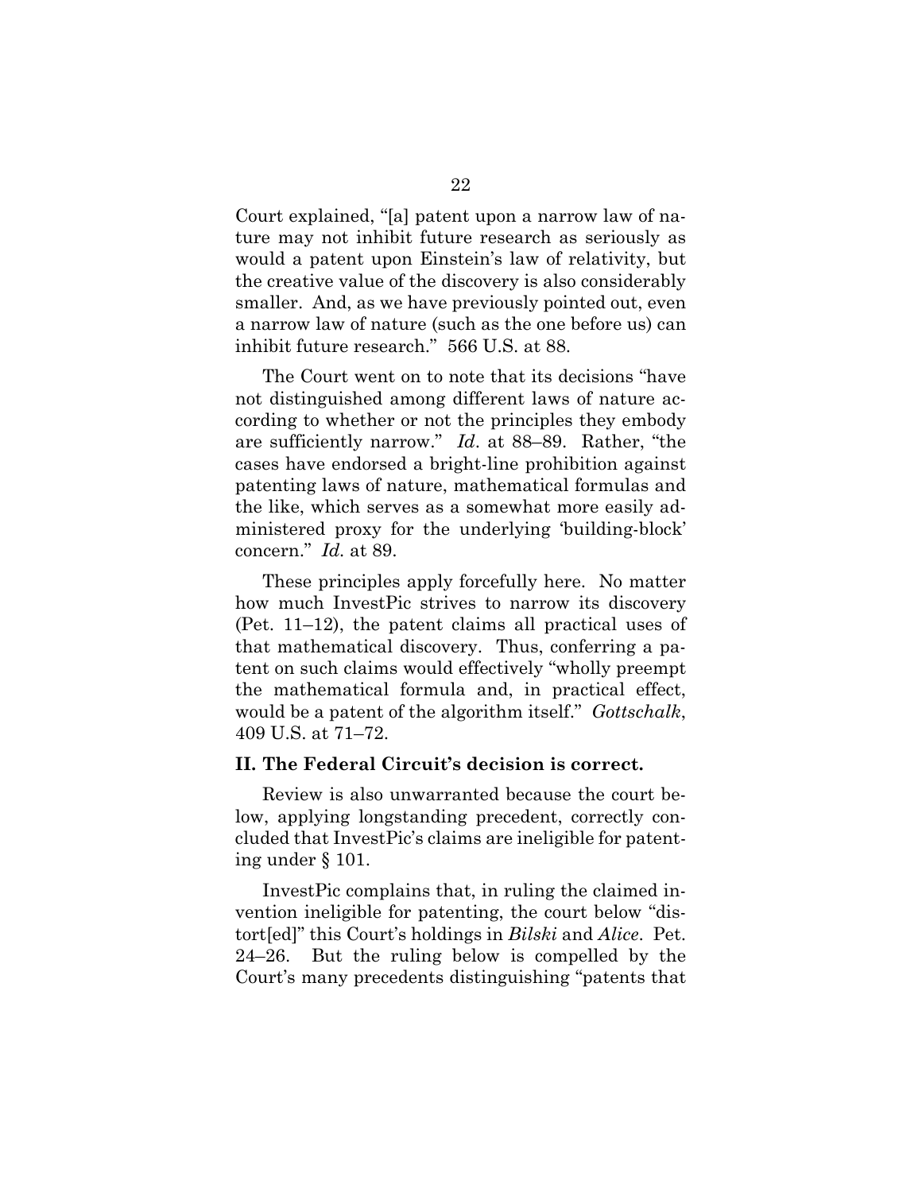Court explained, "[a] patent upon a narrow law of nature may not inhibit future research as seriously as would a patent upon Einstein's law of relativity, but the creative value of the discovery is also considerably smaller. And, as we have previously pointed out, even a narrow law of nature (such as the one before us) can inhibit future research." 566 U.S. at 88.

The Court went on to note that its decisions "have not distinguished among different laws of nature according to whether or not the principles they embody are sufficiently narrow." *Id*. at 88–89. Rather, "the cases have endorsed a bright-line prohibition against patenting laws of nature, mathematical formulas and the like, which serves as a somewhat more easily administered proxy for the underlying 'building-block' concern." *Id*. at 89.

These principles apply forcefully here. No matter how much InvestPic strives to narrow its discovery (Pet. 11–12), the patent claims all practical uses of that mathematical discovery. Thus, conferring a patent on such claims would effectively "wholly preempt the mathematical formula and, in practical effect, would be a patent of the algorithm itself." *Gottschalk*, 409 U.S. at 71–72.

## II. The Federal Circuit's decision is correct.

Review is also unwarranted because the court below, applying longstanding precedent, correctly concluded that InvestPic's claims are ineligible for patenting under § 101.

InvestPic complains that, in ruling the claimed invention ineligible for patenting, the court below "distort[ed]" this Court's holdings in *Bilski* and *Alice*. Pet. 24–26. But the ruling below is compelled by the Court's many precedents distinguishing "patents that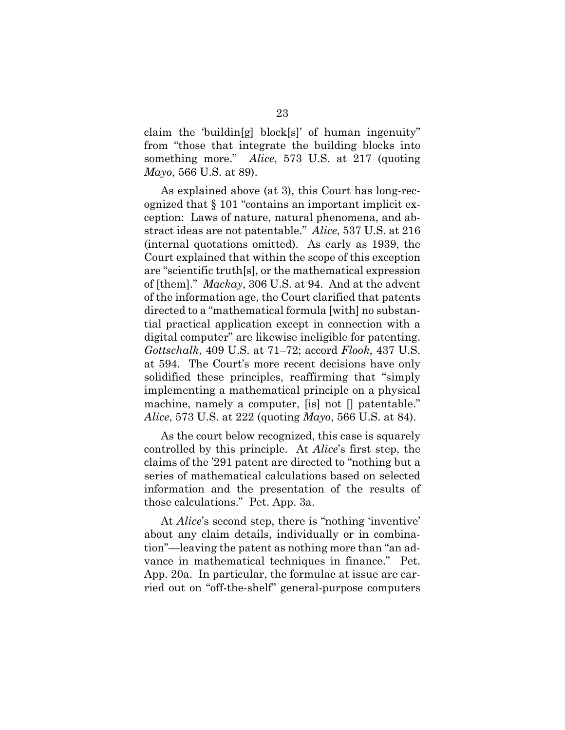claim the 'buildin[g] block[s]' of human ingenuity" from "those that integrate the building blocks into something more." *Alice*, 573 U.S. at 217 (quoting *Mayo*, 566 U.S. at 89).

As explained above (at 3), this Court has long-recognized that § 101 "contains an important implicit exception: Laws of nature, natural phenomena, and abstract ideas are not patentable." *Alice*, 537 U.S. at 216 (internal quotations omitted). As early as 1939, the Court explained that within the scope of this exception are "scientific truth[s], or the mathematical expression of [them]." *Mackay*, 306 U.S. at 94. And at the advent of the information age, the Court clarified that patents directed to a "mathematical formula [with] no substantial practical application except in connection with a digital computer" are likewise ineligible for patenting. *Gottschalk*, 409 U.S. at 71–72; accord *Flook*, 437 U.S. at 594. The Court's more recent decisions have only solidified these principles, reaffirming that "simply implementing a mathematical principle on a physical machine, namely a computer, [is] not [] patentable." *Alice*, 573 U.S. at 222 (quoting *Mayo*, 566 U.S. at 84).

As the court below recognized, this case is squarely controlled by this principle. At *Alice*'s first step, the claims of the '291 patent are directed to "nothing but a series of mathematical calculations based on selected information and the presentation of the results of those calculations." Pet. App. 3a.

At *Alice*'s second step, there is "nothing 'inventive' about any claim details, individually or in combination"—leaving the patent as nothing more than "an advance in mathematical techniques in finance." Pet. App. 20a. In particular, the formulae at issue are carried out on "off-the-shelf" general-purpose computers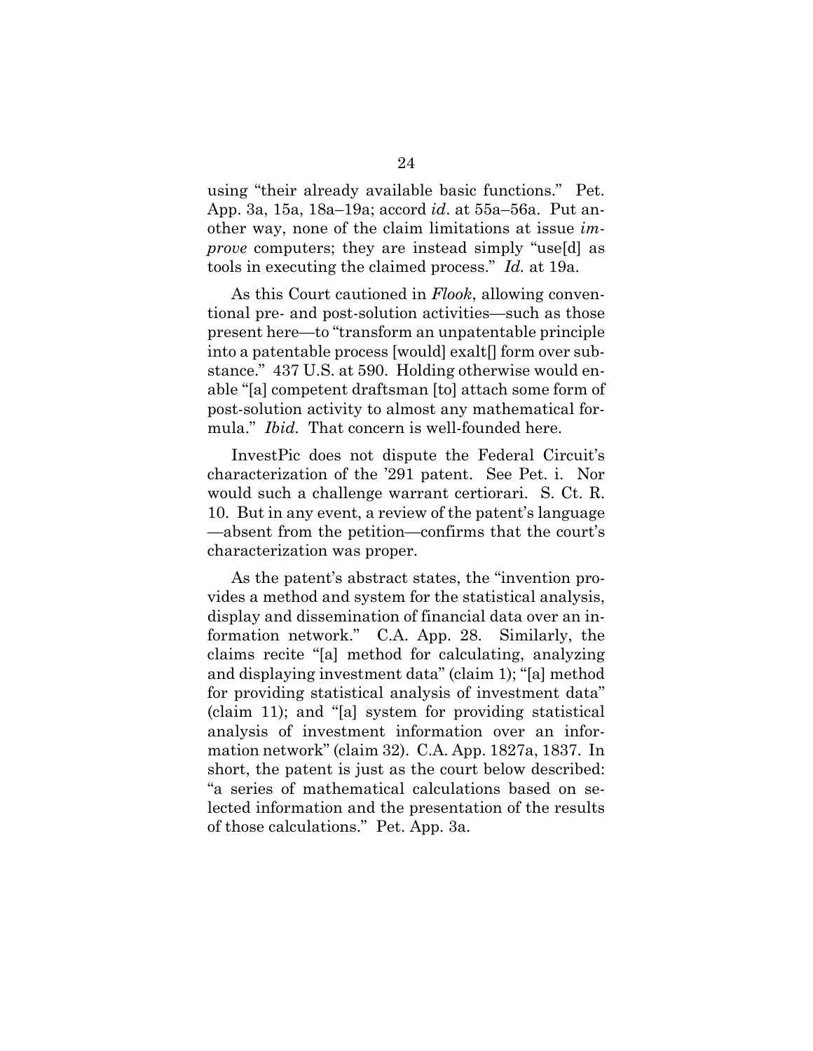using "their already available basic functions." Pet. App. 3a, 15a, 18a–19a; accord *id*. at 55a–56a. Put another way, none of the claim limitations at issue *improve* computers; they are instead simply "use[d] as tools in executing the claimed process." *Id.* at 19a.

As this Court cautioned in *Flook*, allowing conventional pre- and post-solution activities—such as those present here—to "transform an unpatentable principle into a patentable process [would] exalt[] form over substance." 437 U.S. at 590. Holding otherwise would enable "[a] competent draftsman [to] attach some form of post-solution activity to almost any mathematical formula." *Ibid*. That concern is well-founded here.

InvestPic does not dispute the Federal Circuit's characterization of the '291 patent. See Pet. i. Nor would such a challenge warrant certiorari. S. Ct. R. 10. But in any event, a review of the patent's language—absent from the petition—confirms that the court's characterization was proper.

As the patent's abstract states, the "invention provides a method and system for the statistical analysis, display and dissemination of financial data over an information network." C.A. App. 28. Similarly, the claims recite "[a] method for calculating, analyzing and displaying investment data" (claim 1); "[a] method for providing statistical analysis of investment data" (claim 11); and "[a] system for providing statistical analysis of investment information over an information network" (claim 32). C.A. App. 1827a, 1837. In short, the patent is just as the court below described: "a series of mathematical calculations based on selected information and the presentation of the results of those calculations." Pet. App. 3a.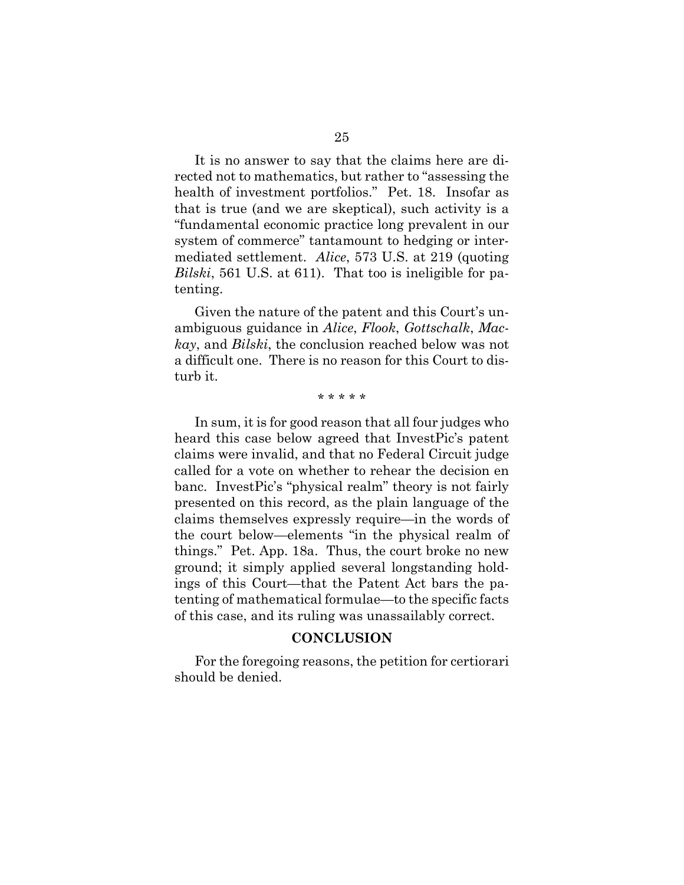It is no answer to say that the claims here are directed not to mathematics, but rather to "assessing the health of investment portfolios." Pet. 18. Insofar as that is true (and we are skeptical), such activity is a "fundamental economic practice long prevalent in our system of commerce" tantamount to hedging or intermediated settlement. *Alice*, 573 U.S. at 219 (quoting *Bilski*, 561 U.S. at 611). That too is ineligible for patenting.

Given the nature of the patent and this Court's unambiguous guidance in *Alice*, *Flook*, *Gottschalk*, *Mackay*, and *Bilski*, the conclusion reached below was not a difficult one. There is no reason for this Court to disturb it.

\* \* \* \* \*

In sum, it is for good reason that all four judges who heard this case below agreed that InvestPic's patent claims were invalid, and that no Federal Circuit judge called for a vote on whether to rehear the decision en banc. InvestPic's "physical realm" theory is not fairly presented on this record, as the plain language of the claims themselves expressly require—in the words of the court below—elements "in the physical realm of things." Pet. App. 18a. Thus, the court broke no new ground; it simply applied several longstanding holdings of this Court—that the Patent Act bars the patenting of mathematical formulae—to the specific facts of this case, and its ruling was unassailably correct.

## CONCLUSION

For the foregoing reasons, the petition for certiorari should be denied.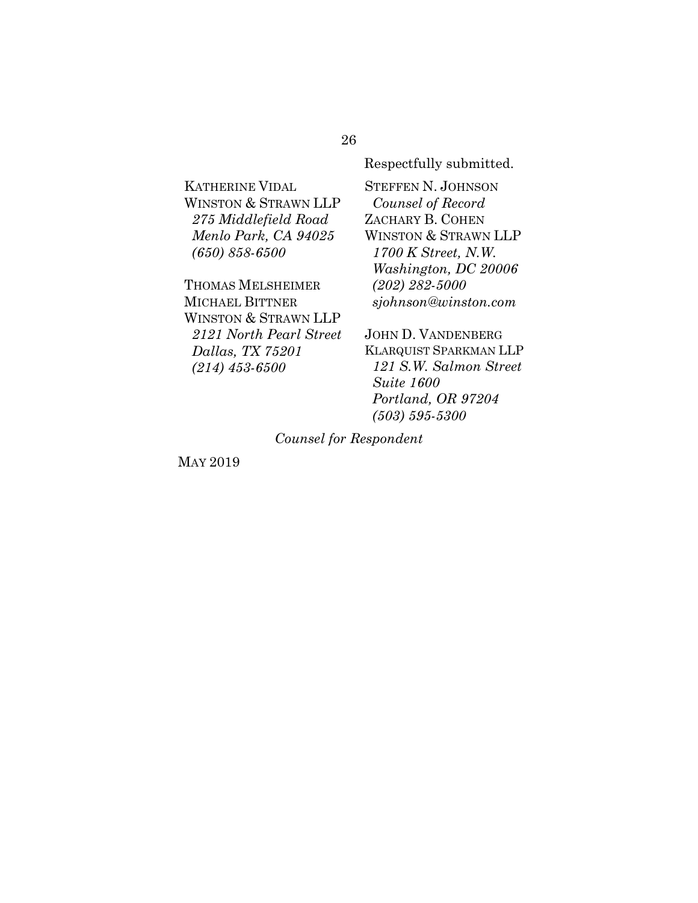Respectfully submitted.

STEFFEN N. JOHNSON
*Counsel of Record*
ZACHARY B. COHEN
WINSTON & STRAWN LLP
*1700 K Street, N.W.*
*Washington, DC 20006*
*(202) 282-5000*
*sjohnson@winston.com*

JOHN D. VANDENBERG
KLARQUIST SPARKMAN LLP
*121 S.W. Salmon Street*
*Suite 1600*
*Portland, OR 97204*
*(503) 595-5300*

KATHERINE VIDAL
WINSTON & STRAWN LLP
*275 Middlefield Road*
*Menlo Park, CA 94025*
*(650) 858-6500*

THOMAS MELSHEIMER
MICHAEL BITTNER
WINSTON & STRAWN LLP
*2121 North Pearl Street*
*Dallas, TX 75201*
*(214) 453-6500*

*Counsel for Respondent*

MAY 2019